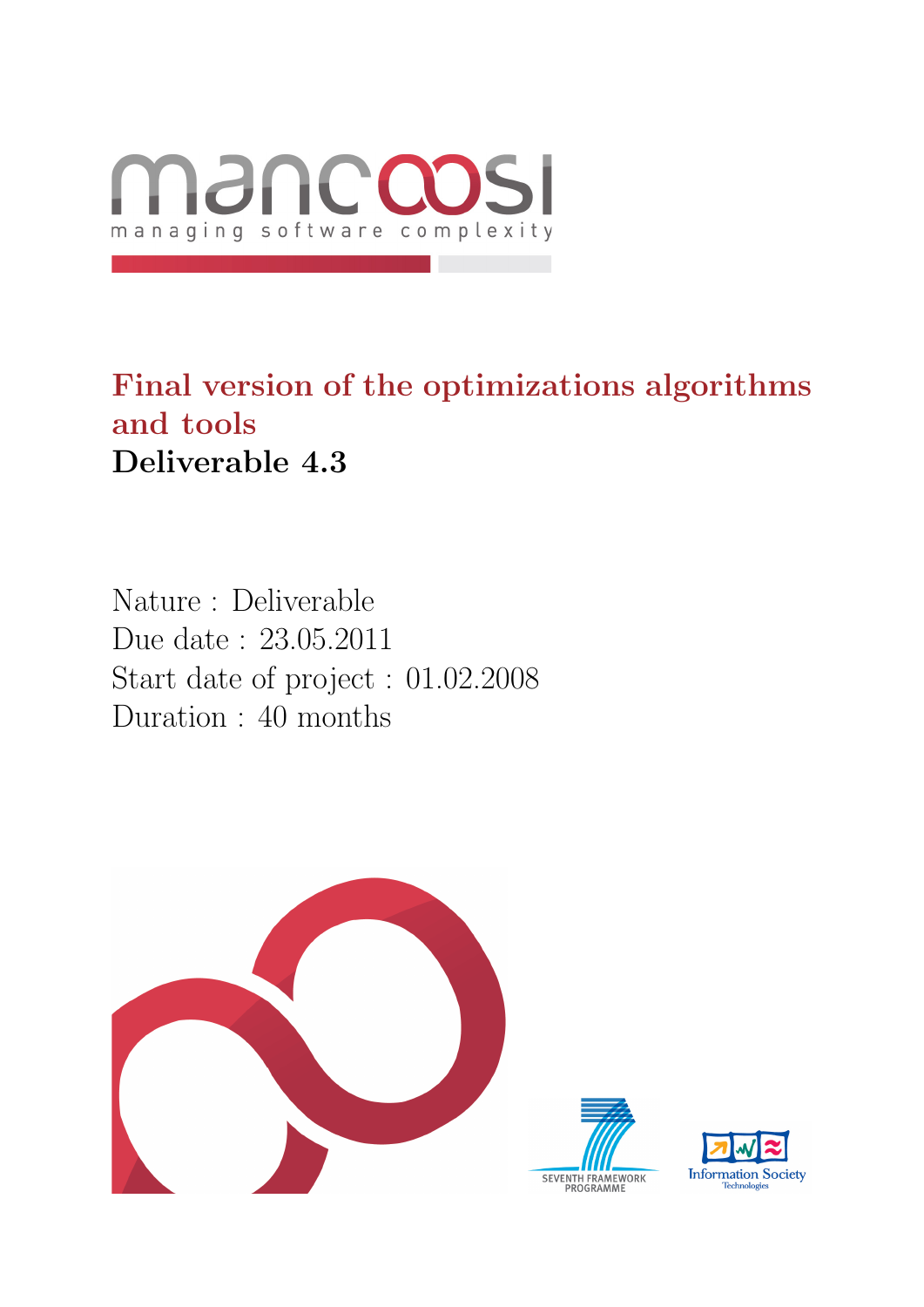mancoosi

managing software complexity

# Final version of the optimizations algorithms and tools

## Deliverable 4.3

Nature : Deliverable
Due date : 23.05.2011
Start date of project : 01.02.2008
Duration : 40 months

SEVENTH FRAMEWORK PROGRAMME

Information Society Technologies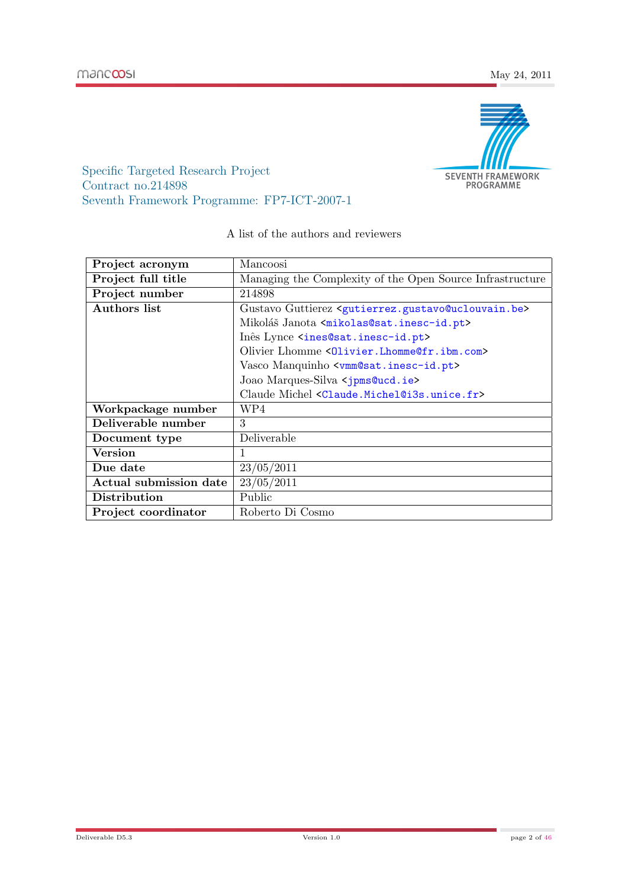Specific Targeted Research Project
Contract no.214898
Seventh Framework Programme: FP7-ICT-2007-1

A list of the authors and reviewers

| **Project acronym** | Mancoosi |
|---|---|
| **Project full title** | Managing the Complexity of the Open Source Infrastructure |
| **Project number** | 214898 |
| **Authors list** | Gustavo Guttierez <gutierrez.gustavo@uclouvain.be><br>Mikoláš Janota <mikolas@sat.inesc-id.pt><br>Inês Lynce <ines@sat.inesc-id.pt><br>Olivier Lhomme <Olivier.Lhomme@fr.ibm.com><br>Vasco Manquinho <vmm@sat.inesc-id.pt><br>Joao Marques-Silva <jpms@ucd.ie><br>Claude Michel <Claude.Michel@i3s.unice.fr> |
| **Workpackage number** | WP4 |
| **Deliverable number** | 3 |
| **Document type** | Deliverable |
| **Version** | 1 |
| **Due date** | 23/05/2011 |
| **Actual submission date** | 23/05/2011 |
| **Distribution** | Public |
| **Project coordinator** | Roberto Di Cosmo |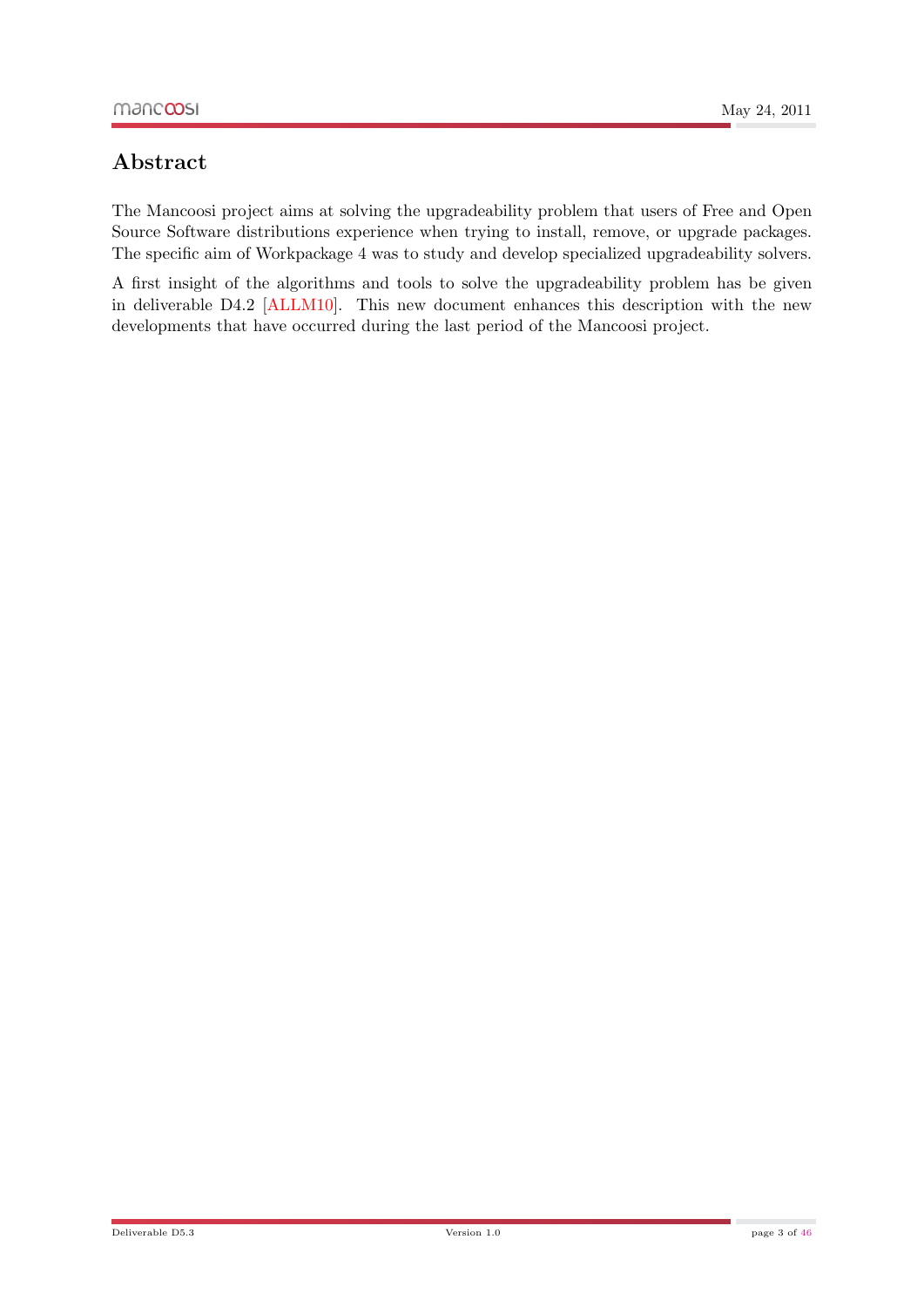# Abstract

The Mancoosi project aims at solving the upgradeability problem that users of Free and Open Source Software distributions experience when trying to install, remove, or upgrade packages. The specific aim of Workpackage 4 was to study and develop specialized upgradeability solvers.

A first insight of the algorithms and tools to solve the upgradeability problem has be given in deliverable D4.2 [ALLM10]. This new document enhances this description with the new developments that have occurred during the last period of the Mancoosi project.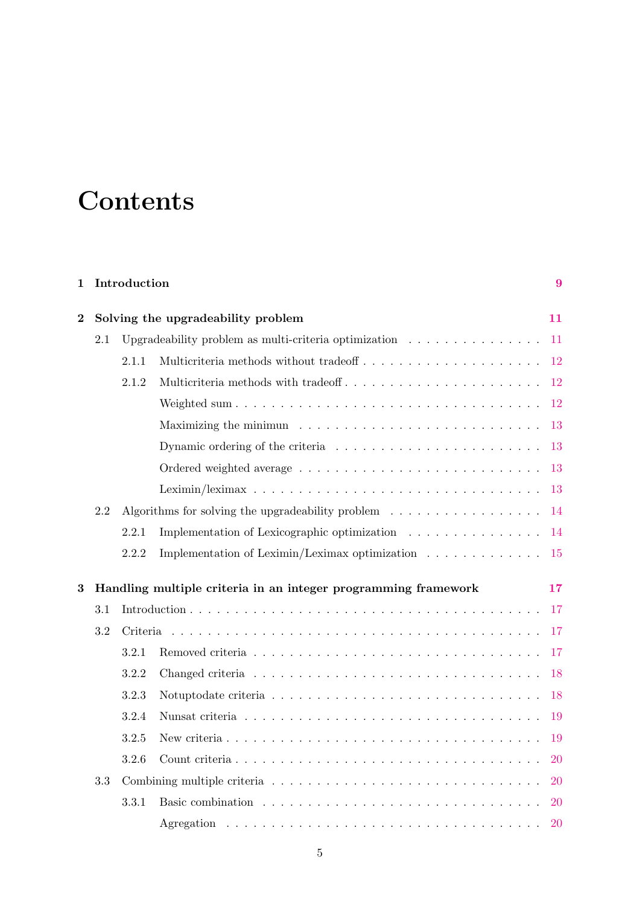# Contents

**1 Introduction** **9**

**2 Solving the upgradeability problem** **11**

- 2.1 Upgradeability problem as multi-criteria optimization . . . 11
  - 2.1.1 Multicriteria methods without tradeoff . . . 12
  - 2.1.2 Multicriteria methods with tradeoff . . . 12
    - Weighted sum . . . 12
    - Maximizing the minimun . . . 13
    - Dynamic ordering of the criteria . . . 13
    - Ordered weighted average . . . 13
    - Leximin/leximax . . . 13
- 2.2 Algorithms for solving the upgradeability problem . . . 14
  - 2.2.1 Implementation of Lexicographic optimization . . . 14
  - 2.2.2 Implementation of Leximin/Leximax optimization . . . 15

**3 Handling multiple criteria in an integer programming framework** **17**

- 3.1 Introduction . . . 17
- 3.2 Criteria . . . 17
  - 3.2.1 Removed criteria . . . 17
  - 3.2.2 Changed criteria . . . 18
  - 3.2.3 Notuptodate criteria . . . 18
  - 3.2.4 Nunsat criteria . . . 19
  - 3.2.5 New criteria . . . 19
  - 3.2.6 Count criteria . . . 20
- 3.3 Combining multiple criteria . . . 20
  - 3.3.1 Basic combination . . . 20
    - Agregation . . . 20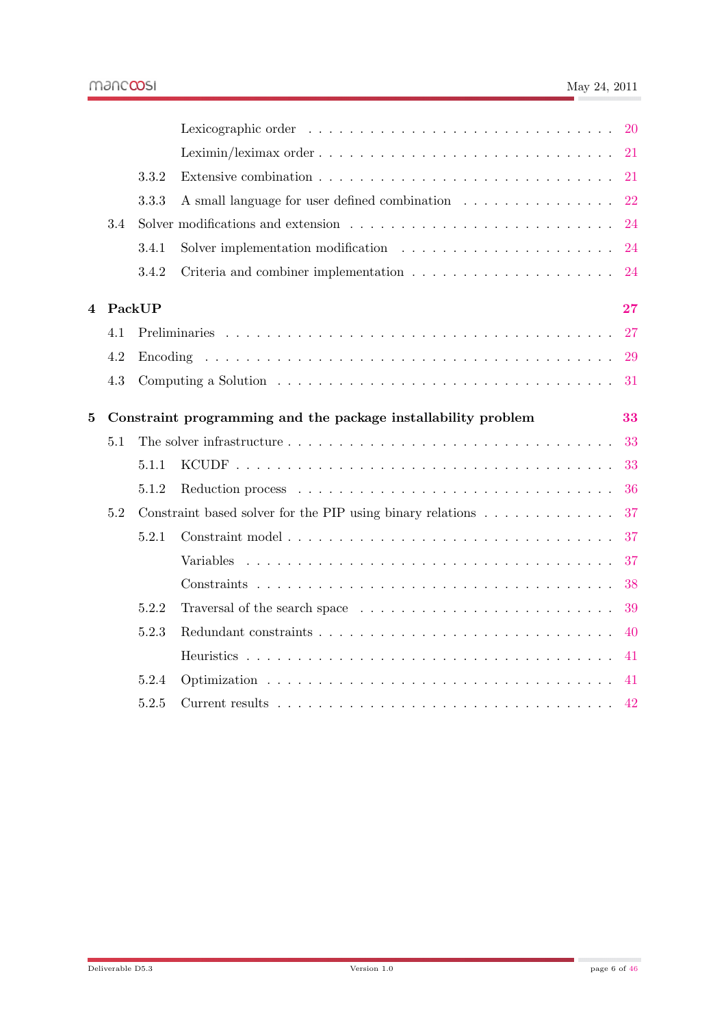Lexicographic order . . . . . . . . . . . . . . . . . . . . . . . . . . . . 20

Leximin/leximax order . . . . . . . . . . . . . . . . . . . . . . . . . . . 21

3.3.2 Extensive combination . . . . . . . . . . . . . . . . . . . . . . . . . . . 21

3.3.3 A small language for user defined combination . . . . . . . . . . . . . . . 22

3.4 Solver modifications and extension . . . . . . . . . . . . . . . . . . . . . . . . . 24

3.4.1 Solver implementation modification . . . . . . . . . . . . . . . . . . . . 24

3.4.2 Criteria and combiner implementation . . . . . . . . . . . . . . . . . . . 24

**4 PackUP 27**

4.1 Preliminaries . . . . . . . . . . . . . . . . . . . . . . . . . . . . . . . . . . . . 27

4.2 Encoding . . . . . . . . . . . . . . . . . . . . . . . . . . . . . . . . . . . . . . 29

4.3 Computing a Solution . . . . . . . . . . . . . . . . . . . . . . . . . . . . . . . . 31

**5 Constraint programming and the package installability problem 33**

5.1 The solver infrastructure . . . . . . . . . . . . . . . . . . . . . . . . . . . . . . 33

5.1.1 KCUDF . . . . . . . . . . . . . . . . . . . . . . . . . . . . . . . . . . . 33

5.1.2 Reduction process . . . . . . . . . . . . . . . . . . . . . . . . . . . . . . 36

5.2 Constraint based solver for the PIP using binary relations . . . . . . . . . . . . 37

5.2.1 Constraint model . . . . . . . . . . . . . . . . . . . . . . . . . . . . . . 37

Variables . . . . . . . . . . . . . . . . . . . . . . . . . . . . . . . . . . . 37

Constraints . . . . . . . . . . . . . . . . . . . . . . . . . . . . . . . . . . 38

5.2.2 Traversal of the search space . . . . . . . . . . . . . . . . . . . . . . . . 39

5.2.3 Redundant constraints . . . . . . . . . . . . . . . . . . . . . . . . . . . . 40

Heuristics . . . . . . . . . . . . . . . . . . . . . . . . . . . . . . . . . . . 41

5.2.4 Optimization . . . . . . . . . . . . . . . . . . . . . . . . . . . . . . . . . 41

5.2.5 Current results . . . . . . . . . . . . . . . . . . . . . . . . . . . . . . . . 42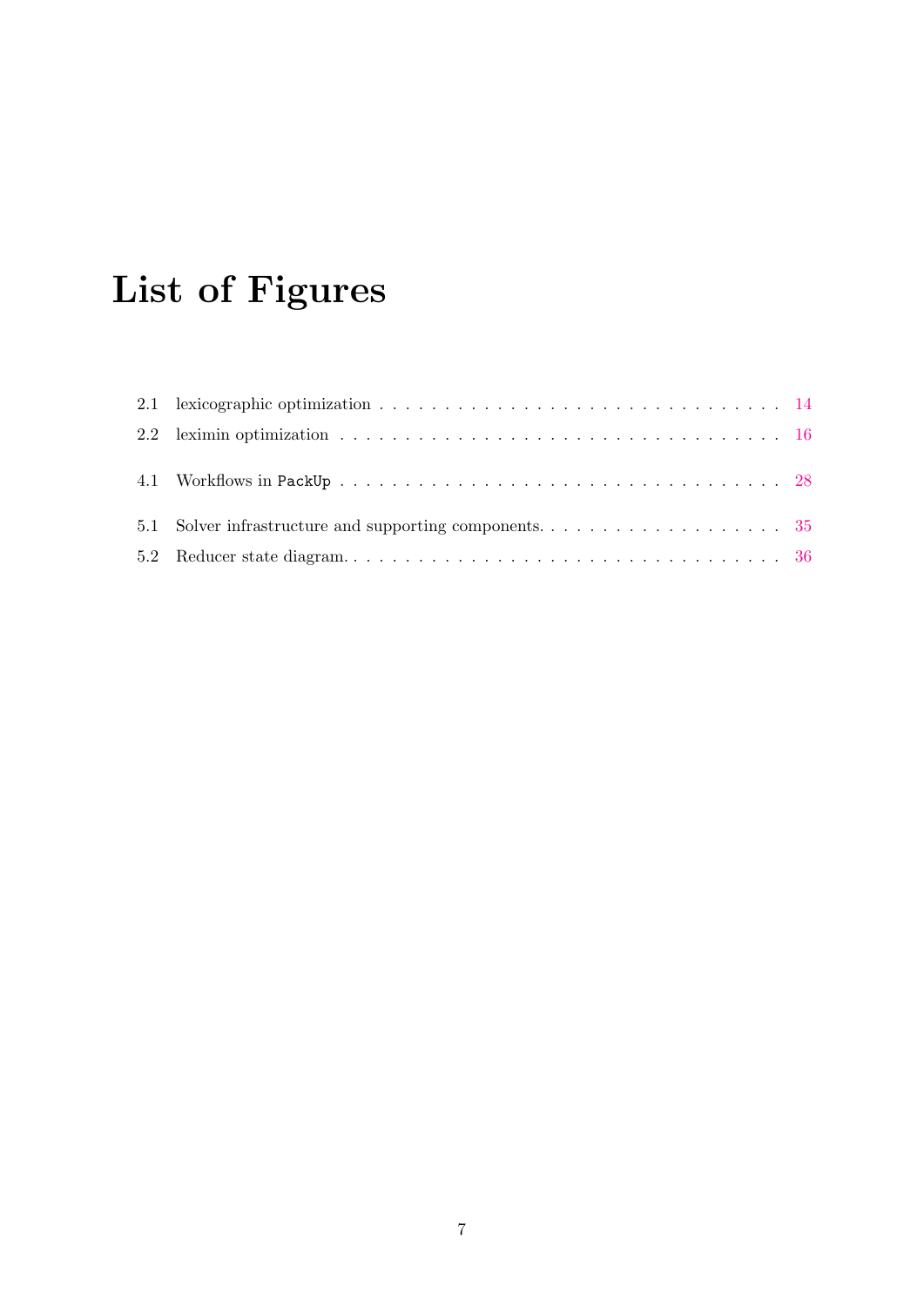# List of Figures

2.1 lexicographic optimization . . . . . . . . . . . . . . . . . . . . . . . . . . . . . . 14

2.2 leximin optimization . . . . . . . . . . . . . . . . . . . . . . . . . . . . . . . . . 16

4.1 Workflows in `PackUp` . . . . . . . . . . . . . . . . . . . . . . . . . . . . . . . . 28

5.1 Solver infrastructure and supporting components. . . . . . . . . . . . . . . . . . . . 35

5.2 Reducer state diagram. . . . . . . . . . . . . . . . . . . . . . . . . . . . . . . . . 36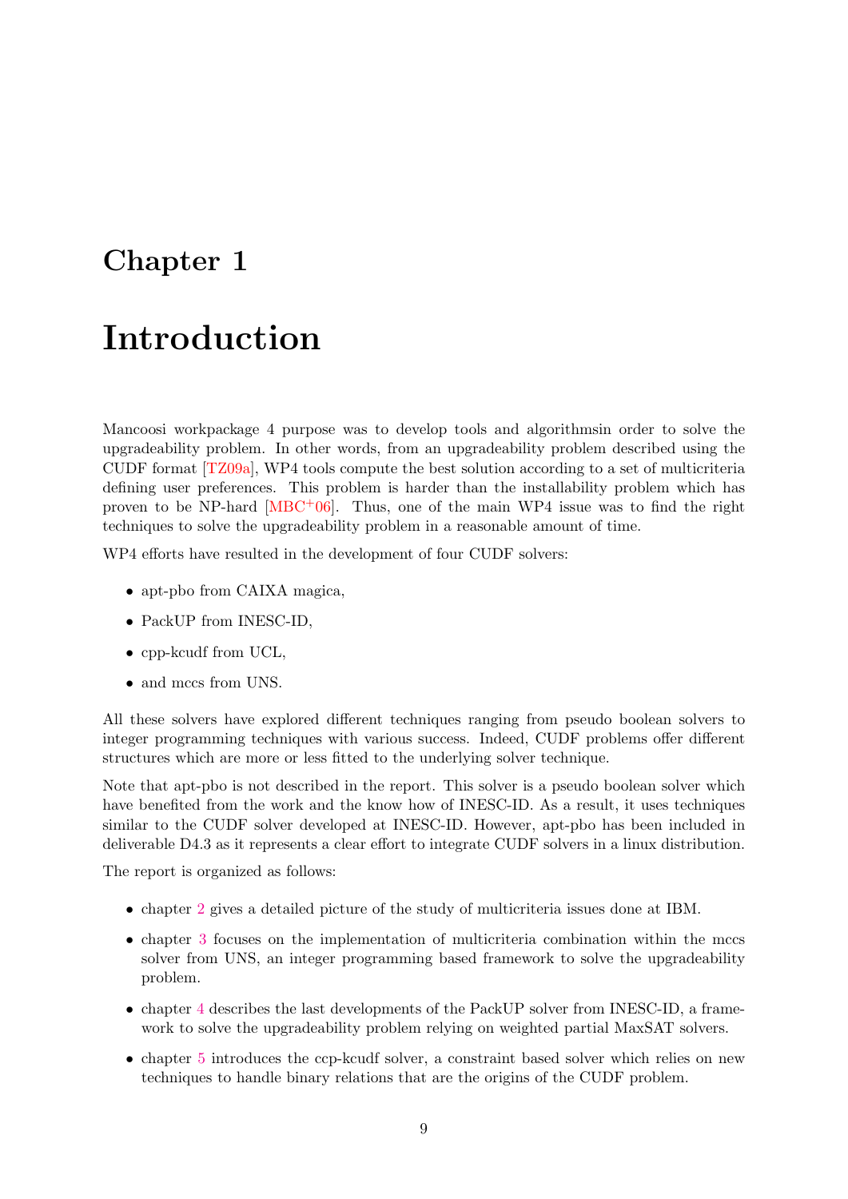# Chapter 1

# Introduction

Mancoosi workpackage 4 purpose was to develop tools and algorithmsin order to solve the upgradeability problem. In other words, from an upgradeability problem described using the CUDF format [TZ09a], WP4 tools compute the best solution according to a set of multicriteria defining user preferences. This problem is harder than the installability problem which has proven to be NP-hard [MBC+06]. Thus, one of the main WP4 issue was to find the right techniques to solve the upgradeability problem in a reasonable amount of time.

WP4 efforts have resulted in the development of four CUDF solvers:

- apt-pbo from CAIXA magica,
- PackUP from INESC-ID,
- cpp-kcudf from UCL,
- and mccs from UNS.

All these solvers have explored different techniques ranging from pseudo boolean solvers to integer programming techniques with various success. Indeed, CUDF problems offer different structures which are more or less fitted to the underlying solver technique.

Note that apt-pbo is not described in the report. This solver is a pseudo boolean solver which have benefited from the work and the know how of INESC-ID. As a result, it uses techniques similar to the CUDF solver developed at INESC-ID. However, apt-pbo has been included in deliverable D4.3 as it represents a clear effort to integrate CUDF solvers in a linux distribution.

The report is organized as follows:

- chapter 2 gives a detailed picture of the study of multicriteria issues done at IBM.
- chapter 3 focuses on the implementation of multicriteria combination within the mccs solver from UNS, an integer programming based framework to solve the upgradeability problem.
- chapter 4 describes the last developments of the PackUP solver from INESC-ID, a framework to solve the upgradeability problem relying on weighted partial MaxSAT solvers.
- chapter 5 introduces the ccp-kcudf solver, a constraint based solver which relies on new techniques to handle binary relations that are the origins of the CUDF problem.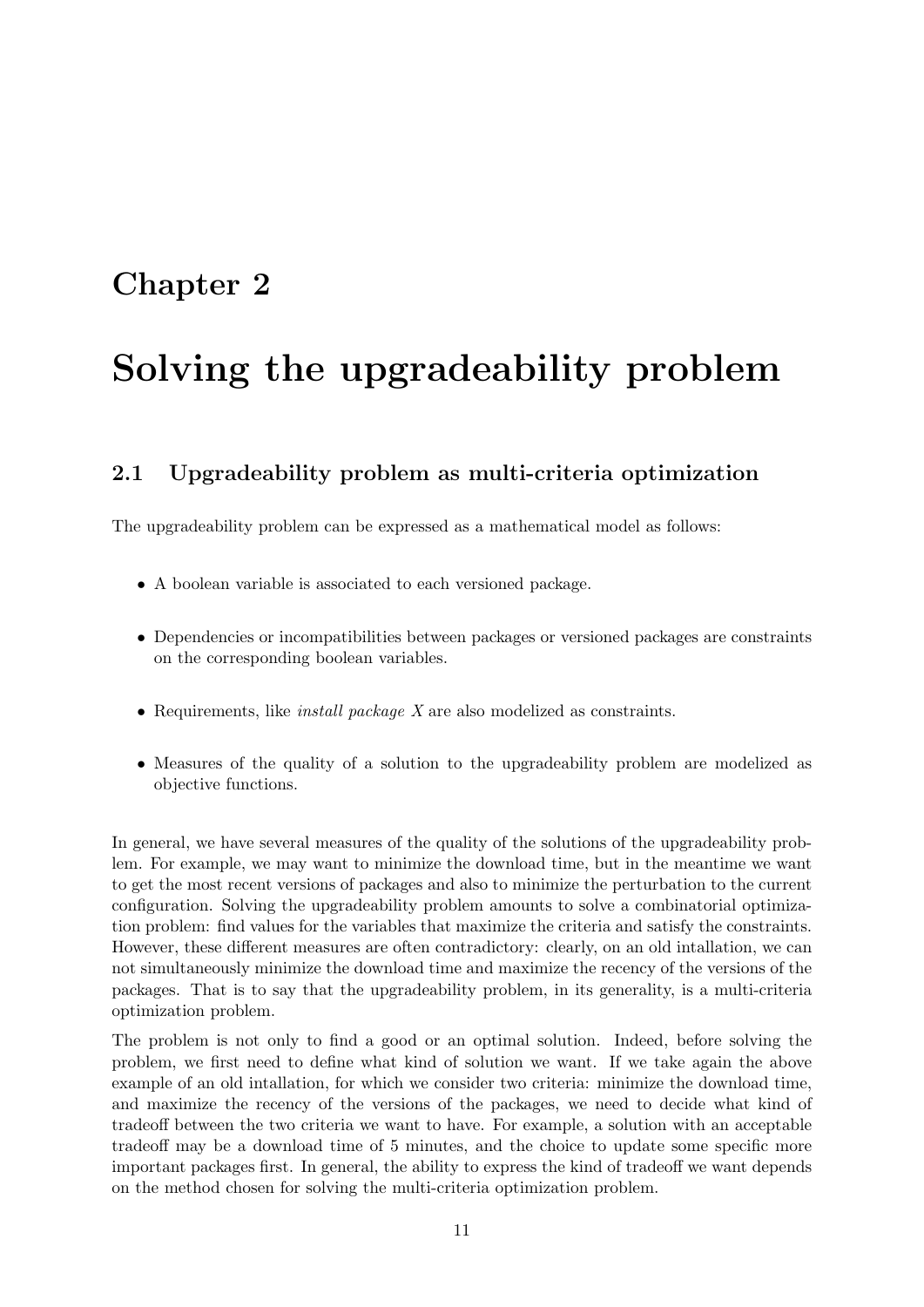# Chapter 2

# Solving the upgradeability problem

## 2.1 Upgradeability problem as multi-criteria optimization

The upgradeability problem can be expressed as a mathematical model as follows:

- A boolean variable is associated to each versioned package.
- Dependencies or incompatibilities between packages or versioned packages are constraints on the corresponding boolean variables.
- Requirements, like *install package X* are also modelized as constraints.
- Measures of the quality of a solution to the upgradeability problem are modelized as objective functions.

In general, we have several measures of the quality of the solutions of the upgradeability problem. For example, we may want to minimize the download time, but in the meantime we want to get the most recent versions of packages and also to minimize the perturbation to the current configuration. Solving the upgradeability problem amounts to solve a combinatorial optimization problem: find values for the variables that maximize the criteria and satisfy the constraints. However, these different measures are often contradictory: clearly, on an old intallation, we can not simultaneously minimize the download time and maximize the recency of the versions of the packages. That is to say that the upgradeability problem, in its generality, is a multi-criteria optimization problem.

The problem is not only to find a good or an optimal solution. Indeed, before solving the problem, we first need to define what kind of solution we want. If we take again the above example of an old intallation, for which we consider two criteria: minimize the download time, and maximize the recency of the versions of the packages, we need to decide what kind of tradeoff between the two criteria we want to have. For example, a solution with an acceptable tradeoff may be a download time of 5 minutes, and the choice to update some specific more important packages first. In general, the ability to express the kind of tradeoff we want depends on the method chosen for solving the multi-criteria optimization problem.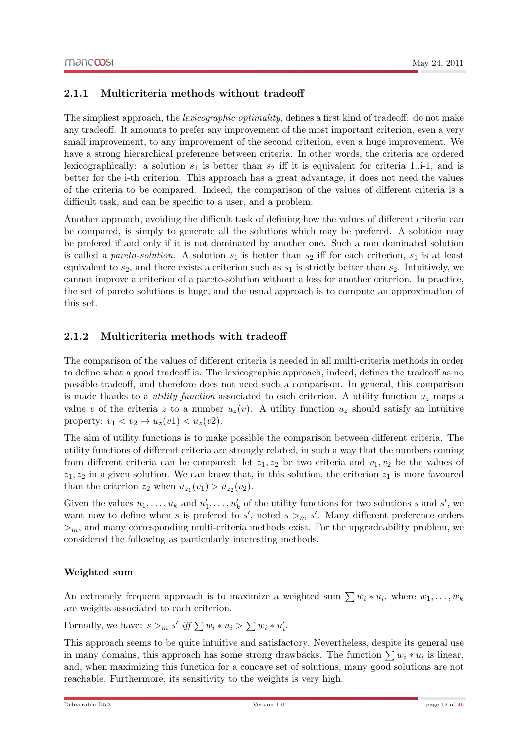### 2.1.1 Multicriteria methods without tradeoff

The simpliest approach, the *lexicographic optimality*, defines a first kind of tradeoff: do not make any tradeoff. It amounts to prefer any improvement of the most important criterion, even a very small improvement, to any improvement of the second criterion, even a huge improvement. We have a strong hierarchical preference between criteria. In other words, the criteria are ordered lexicographically: a solution $s_1$ is better than $s_2$ iff it is equivalent for criteria 1..i-1, and is better for the i-th criterion. This approach has a great advantage, it does not need the values of the criteria to be compared. Indeed, the comparison of the values of different criteria is a difficult task, and can be specific to a user, and a problem.

Another approach, avoiding the difficult task of defining how the values of different criteria can be compared, is simply to generate all the solutions which may be prefered. A solution may be prefered if and only if it is not dominated by another one. Such a non dominated solution is called a *pareto-solution*. A solution $s_1$ is better than $s_2$ iff for each criterion, $s_1$ is at least equivalent to $s_2$, and there exists a criterion such as $s_1$ is strictly better than $s_2$. Intuitively, we cannot improve a criterion of a pareto-solution without a loss for another criterion. In practice, the set of pareto solutions is huge, and the usual approach is to compute an approximation of this set.

### 2.1.2 Multicriteria methods with tradeoff

The comparison of the values of different criteria is needed in all multi-criteria methods in order to define what a good tradeoff is. The lexicographic approach, indeed, defines the tradeoff as no possible tradeoff, and therefore does not need such a comparison. In general, this comparison is made thanks to a *utility function* associated to each criterion. A utility function $u_z$ maps a value $v$ of the criteria $z$ to a number $u_z(v)$. A utility function $u_z$ should satisfy an intuitive property: $v_1 < v_2 \rightarrow u_z(v1) < u_z(v2)$.

The aim of utility functions is to make possible the comparison between different criteria. The utility functions of different criteria are strongly related, in such a way that the numbers coming from different criteria can be compared: let $z_1, z_2$ be two criteria and $v_1, v_2$ be the values of $z_1, z_2$ in a given solution. We can know that, in this solution, the criterion $z_1$ is more favoured than the criterion $z_2$ when $u_{z_1}(v_1) > u_{z_2}(v_2)$.

Given the values $u_1, \ldots, u_k$ and $u'_1, \ldots, u'_k$ of the utility functions for two solutions $s$ and $s'$, we want now to define when $s$ is prefered to $s'$, noted $s >_m s'$. Many different preference orders $>_m$, and many corresponding multi-criteria methods exist. For the upgradeability problem, we considered the following as particularly interesting methods.

#### Weighted sum

An extremely frequent approach is to maximize a weighted sum $\sum w_i * u_i$, where $w_1, \ldots, w_k$ are weights associated to each criterion.

Formally, we have: $s >_m s'$ *iff* $\sum w_i * u_i > \sum w_i * u'_i$.

This approach seems to be quite intuitive and satisfactory. Nevertheless, despite its general use in many domains, this approach has some strong drawbacks. The function $\sum w_i * u_i$ is linear, and, when maximizing this function for a concave set of solutions, many good solutions are not reachable. Furthermore, its sensitivity to the weights is very high.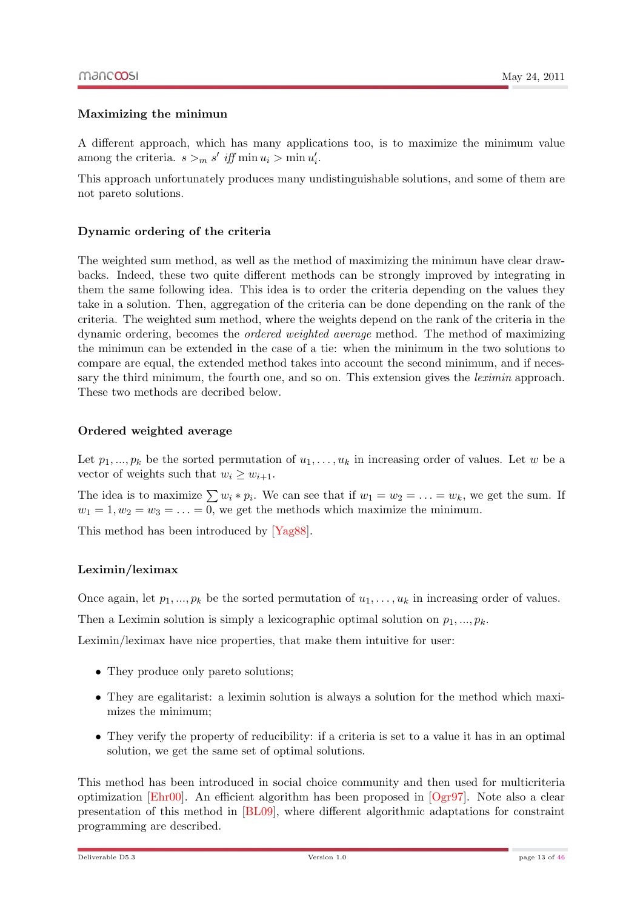### Maximizing the minimun

A different approach, which has many applications too, is to maximize the minimum value among the criteria. $s >_m s'$ *iff* $\min u_i > \min u'_i$.

This approach unfortunately produces many undistinguishable solutions, and some of them are not pareto solutions.

### Dynamic ordering of the criteria

The weighted sum method, as well as the method of maximizing the minimun have clear drawbacks. Indeed, these two quite different methods can be strongly improved by integrating in them the same following idea. This idea is to order the criteria depending on the values they take in a solution. Then, aggregation of the criteria can be done depending on the rank of the criteria. The weighted sum method, where the weights depend on the rank of the criteria in the dynamic ordering, becomes the *ordered weighted average* method. The method of maximizing the minimun can be extended in the case of a tie: when the minimum in the two solutions to compare are equal, the extended method takes into account the second minimum, and if necessary the third minimum, the fourth one, and so on. This extension gives the *leximin* approach. These two methods are decribed below.

### Ordered weighted average

Let $p_1, ..., p_k$ be the sorted permutation of $u_1, \ldots, u_k$ in increasing order of values. Let $w$ be a vector of weights such that $w_i \geq w_{i+1}$.

The idea is to maximize $\sum w_i * p_i$. We can see that if $w_1 = w_2 = \ldots = w_k$, we get the sum. If $w_1 = 1, w_2 = w_3 = \ldots = 0$, we get the methods which maximize the minimum.

This method has been introduced by [Yag88].

### Leximin/leximax

Once again, let $p_1, ..., p_k$ be the sorted permutation of $u_1, \ldots, u_k$ in increasing order of values.

Then a Leximin solution is simply a lexicographic optimal solution on $p_1, ..., p_k$.

Leximin/leximax have nice properties, that make them intuitive for user:

- They produce only pareto solutions;
- They are egalitarist: a leximin solution is always a solution for the method which maximizes the minimum;
- They verify the property of reducibility: if a criteria is set to a value it has in an optimal solution, we get the same set of optimal solutions.

This method has been introduced in social choice community and then used for multicriteria optimization [Ehr00]. An efficient algorithm has been proposed in [Ogr97]. Note also a clear presentation of this method in [BL09], where different algorithmic adaptations for constraint programming are described.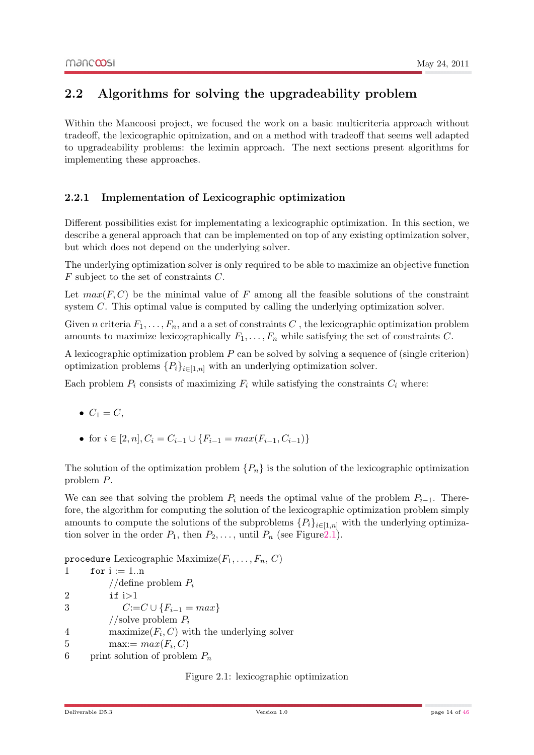## 2.2 Algorithms for solving the upgradeability problem

Within the Mancoosi project, we focused the work on a basic multicriteria approach without tradeoff, the lexicographic opimization, and on a method with tradeoff that seems well adapted to upgradeability problems: the leximin approach. The next sections present algorithms for implementing these approaches.

### 2.2.1 Implementation of Lexicographic optimization

Different possibilities exist for implementating a lexicographic optimization. In this section, we describe a general approach that can be implemented on top of any existing optimization solver, but which does not depend on the underlying solver.

The underlying optimization solver is only required to be able to maximize an objective function $F$ subject to the set of constraints $C$.

Let $max(F, C)$ be the minimal value of $F$ among all the feasible solutions of the constraint system $C$. This optimal value is computed by calling the underlying optimization solver.

Given $n$ criteria $F_1, \ldots, F_n$, and a a set of constraints $C$ , the lexicographic optimization problem amounts to maximize lexicographically $F_1, \ldots, F_n$ while satisfying the set of constraints $C$.

A lexicographic optimization problem $P$ can be solved by solving a sequence of (single criterion) optimization problems $\{P_i\}_{i \in [1,n]}$ with an underlying optimization solver.

Each problem $P_i$ consists of maximizing $F_i$ while satisfying the constraints $C_i$ where:

- $C_1 = C$,
- for $i \in [2, n], C_i = C_{i-1} \cup \{F_{i-1} = max(F_{i-1}, C_{i-1})\}$

The solution of the optimization problem $\{P_n\}$ is the solution of the lexicographic optimization problem $P$.

We can see that solving the problem $P_i$ needs the optimal value of the problem $P_{i-1}$. Therefore, the algorithm for computing the solution of the lexicographic optimization problem simply amounts to compute the solutions of the subproblems $\{P_i\}_{i \in [1,n]}$ with the underlying optimization solver in the order $P_1$, then $P_2, \ldots,$ until $P_n$ (see Figure2.1).

```
procedure Lexicographic Maximize(F_1, ..., F_n, C)
1     for i := 1..n
          //define problem P_i
2         if i>1
3             C:=C ∪ {F_{i-1} = max}
          //solve problem P_i
4         maximize(F_i, C) with the underlying solver
5         max:= max(F_i, C)
6     print solution of problem P_n
```

Figure 2.1: lexicographic optimization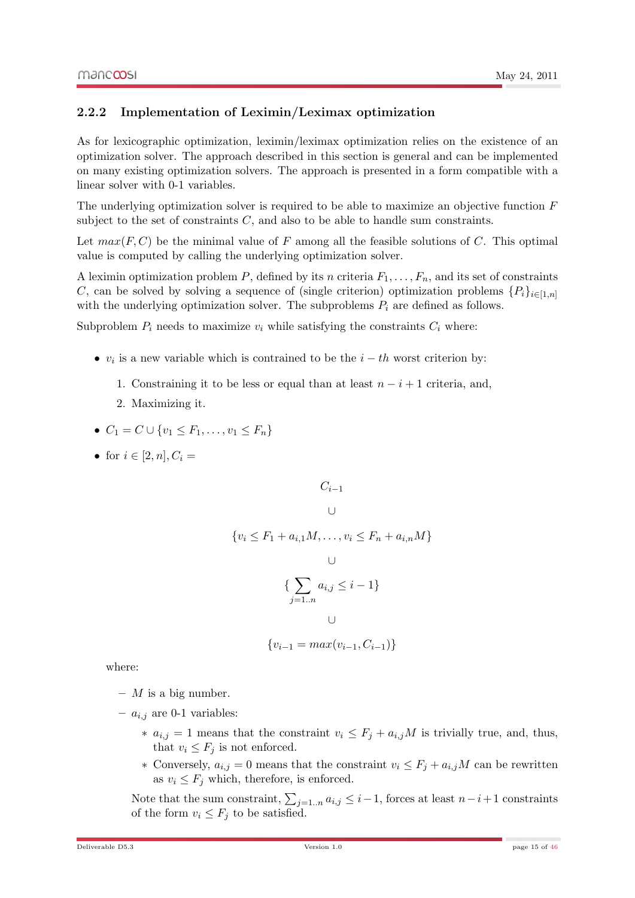### 2.2.2 Implementation of Leximin/Leximax optimization

As for lexicographic optimization, leximin/leximax optimization relies on the existence of an optimization solver. The approach described in this section is general and can be implemented on many existing optimization solvers. The approach is presented in a form compatible with a linear solver with 0-1 variables.

The underlying optimization solver is required to be able to maximize an objective function $F$ subject to the set of constraints $C$, and also to be able to handle sum constraints.

Let $max(F, C)$ be the minimal value of $F$ among all the feasible solutions of $C$. This optimal value is computed by calling the underlying optimization solver.

A leximin optimization problem $P$, defined by its $n$ criteria $F_1, \ldots, F_n$, and its set of constraints $C$, can be solved by solving a sequence of (single criterion) optimization problems $\{P_i\}_{i \in [1,n]}$ with the underlying optimization solver. The subproblems $P_i$ are defined as follows.

Subproblem $P_i$ needs to maximize $v_i$ while satisfying the constraints $C_i$ where:

- $v_i$ is a new variable which is contrained to be the $i-th$ worst criterion by:
  1. Constraining it to be less or equal than at least $n - i + 1$ criteria, and,
  2. Maximizing it.
- $C_1 = C \cup \{v_1 \leq F_1, \ldots, v_1 \leq F_n\}$
- for $i \in [2, n], C_i =$

$$
\begin{array}{c}
C_{i-1} \\
\cup \\
\{v_i \leq F_1 + a_{i,1}M, \ldots, v_i \leq F_n + a_{i,n}M\} \\
\cup \\
\{\sum_{j=1..n} a_{i,j} \leq i - 1\} \\
\cup \\
\{v_{i-1} = max(v_{i-1}, C_{i-1})\}
\end{array}
$$

  where:

  - $M$ is a big number.
  - $a_{i,j}$ are 0-1 variables:
    - $a_{i,j} = 1$ means that the constraint $v_i \leq F_j + a_{i,j}M$ is trivially true, and, thus, that $v_i \leq F_j$ is not enforced.
    - Conversely, $a_{i,j} = 0$ means that the constraint $v_i \leq F_j + a_{i,j}M$ can be rewritten as $v_i \leq F_j$ which, therefore, is enforced.

  Note that the sum constraint, $\sum_{j=1..n} a_{i,j} \leq i-1$, forces at least $n-i+1$ constraints of the form $v_i \leq F_j$ to be satisfied.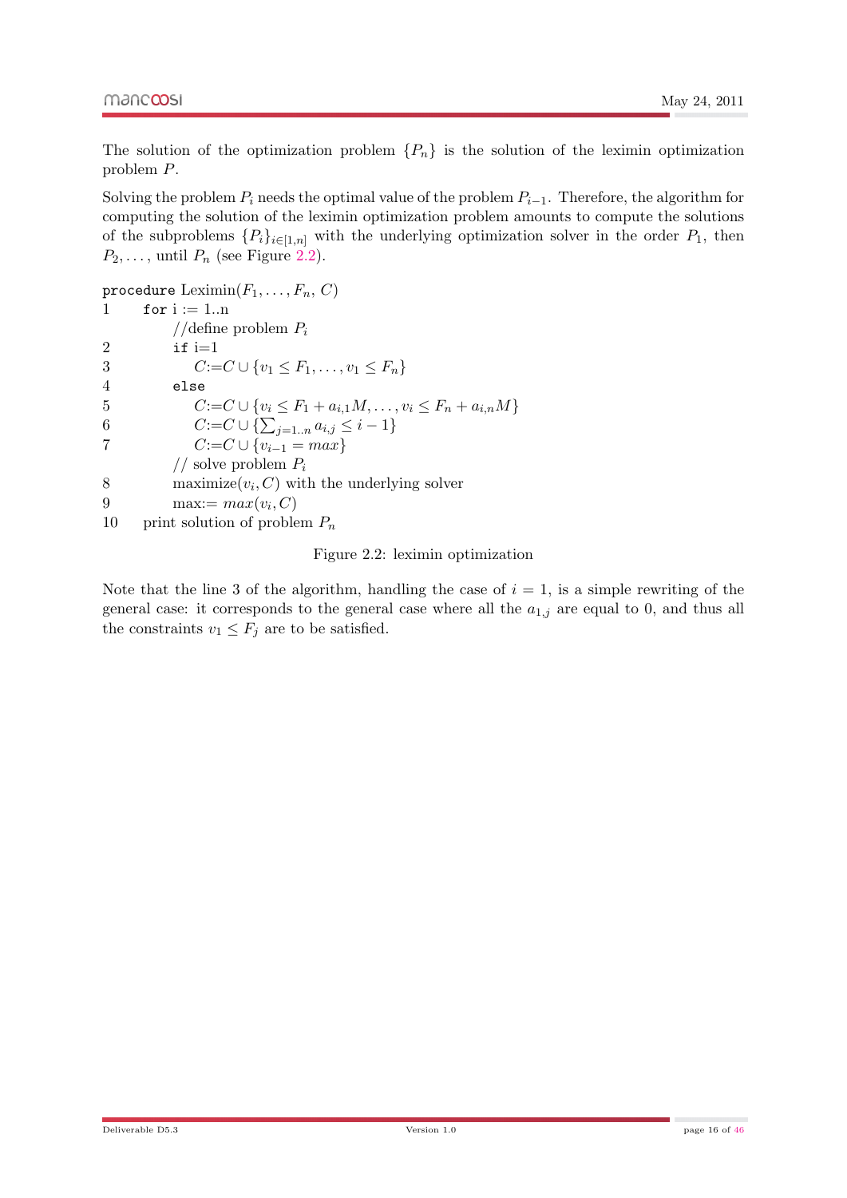The solution of the optimization problem $\{P_n\}$ is the solution of the leximin optimization problem $P$.

Solving the problem $P_i$ needs the optimal value of the problem $P_{i-1}$. Therefore, the algorithm for computing the solution of the leximin optimization problem amounts to compute the solutions of the subproblems $\{P_i\}_{i \in [1,n]}$ with the underlying optimization solver in the order $P_1$, then $P_2, \ldots$, until $P_n$ (see Figure 2.2).

```
procedure Leximin(F_1, ..., F_n, C)
1     for i := 1..n
          //define problem P_i
2         if i=1
3            C:=C ∪ {v_1 ≤ F_1, ..., v_1 ≤ F_n}
4         else
5            C:=C ∪ {v_i ≤ F_1 + a_{i,1}M, ..., v_i ≤ F_n + a_{i,n}M}
6            C:=C ∪ {∑_{j=1..n} a_{i,j} ≤ i − 1}
7            C:=C ∪ {v_{i−1} = max}
          // solve problem P_i
8         maximize(v_i, C) with the underlying solver
9         max:= max(v_i, C)
10    print solution of problem P_n
```

Figure 2.2: leximin optimization

Note that the line 3 of the algorithm, handling the case of $i = 1$, is a simple rewriting of the general case: it corresponds to the general case where all the $a_{1,j}$ are equal to 0, and thus all the constraints $v_1 \leq F_j$ are to be satisfied.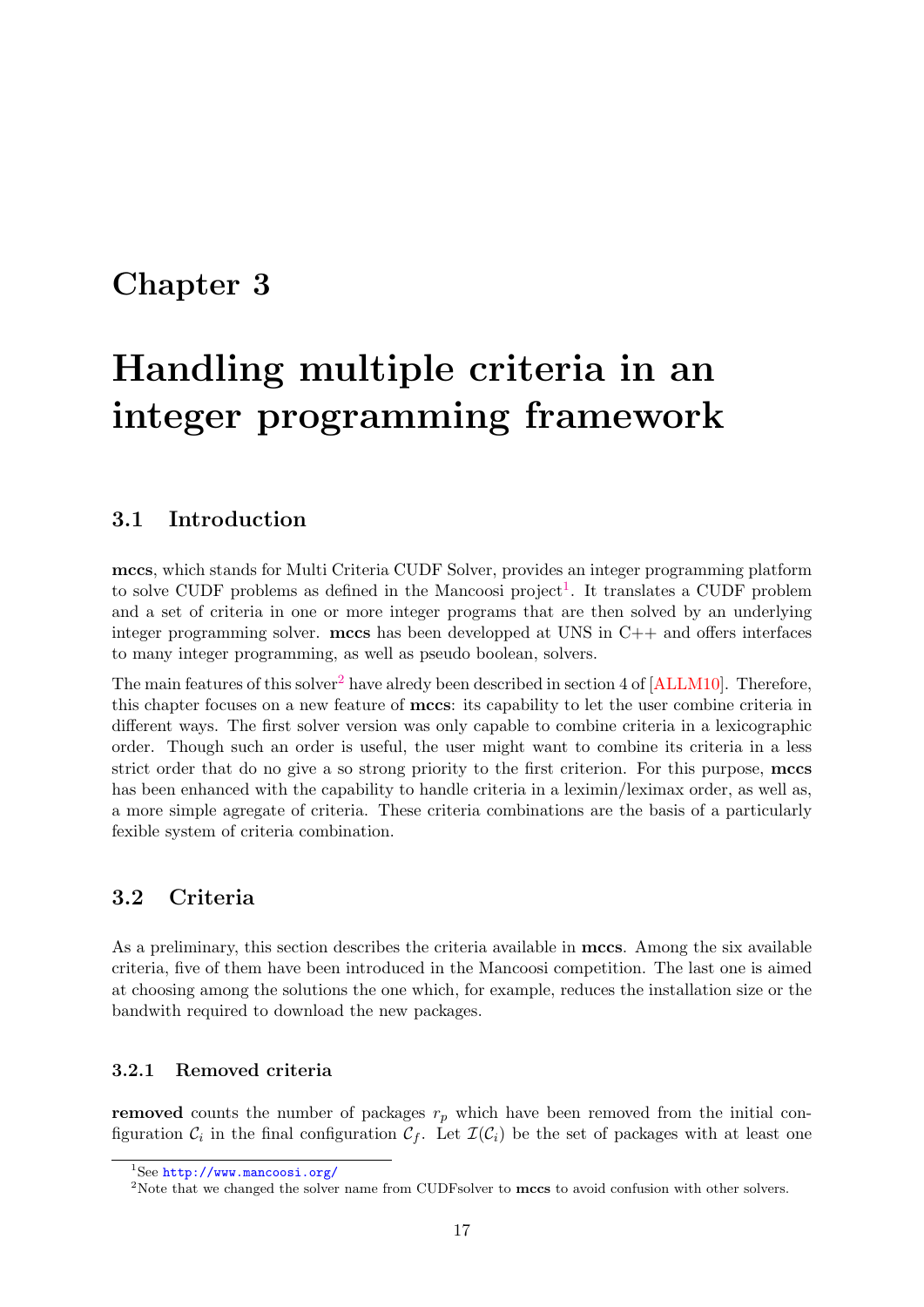# Chapter 3

# Handling multiple criteria in an integer programming framework

## 3.1 Introduction

**mccs**, which stands for Multi Criteria CUDF Solver, provides an integer programming platform to solve CUDF problems as defined in the Mancoosi project[1]. It translates a CUDF problem and a set of criteria in one or more integer programs that are then solved by an underlying integer programming solver. **mccs** has been developped at UNS in C++ and offers interfaces to many integer programming, as well as pseudo boolean, solvers.

The main features of this solver[2] have alredy been described in section 4 of [ALLM10]. Therefore, this chapter focuses on a new feature of **mccs**: its capability to let the user combine criteria in different ways. The first solver version was only capable to combine criteria in a lexicographic order. Though such an order is useful, the user might want to combine its criteria in a less strict order that do no give a so strong priority to the first criterion. For this purpose, **mccs** has been enhanced with the capability to handle criteria in a leximin/leximax order, as well as, a more simple agregate of criteria. These criteria combinations are the basis of a particularly fexible system of criteria combination.

## 3.2 Criteria

As a preliminary, this section describes the criteria available in **mccs**. Among the six available criteria, five of them have been introduced in the Mancoosi competition. The last one is aimed at choosing among the solutions the one which, for example, reduces the installation size or the bandwith required to download the new packages.

### 3.2.1 Removed criteria

**removed** counts the number of packages $r_p$ which have been removed from the initial configuration $\mathcal{C}_i$ in the final configuration $\mathcal{C}_f$. Let $\mathcal{I}(\mathcal{C}_i)$ be the set of packages with at least one

[1] See http://www.mancoosi.org/

[2] Note that we changed the solver name from CUDFsolver to **mccs** to avoid confusion with other solvers.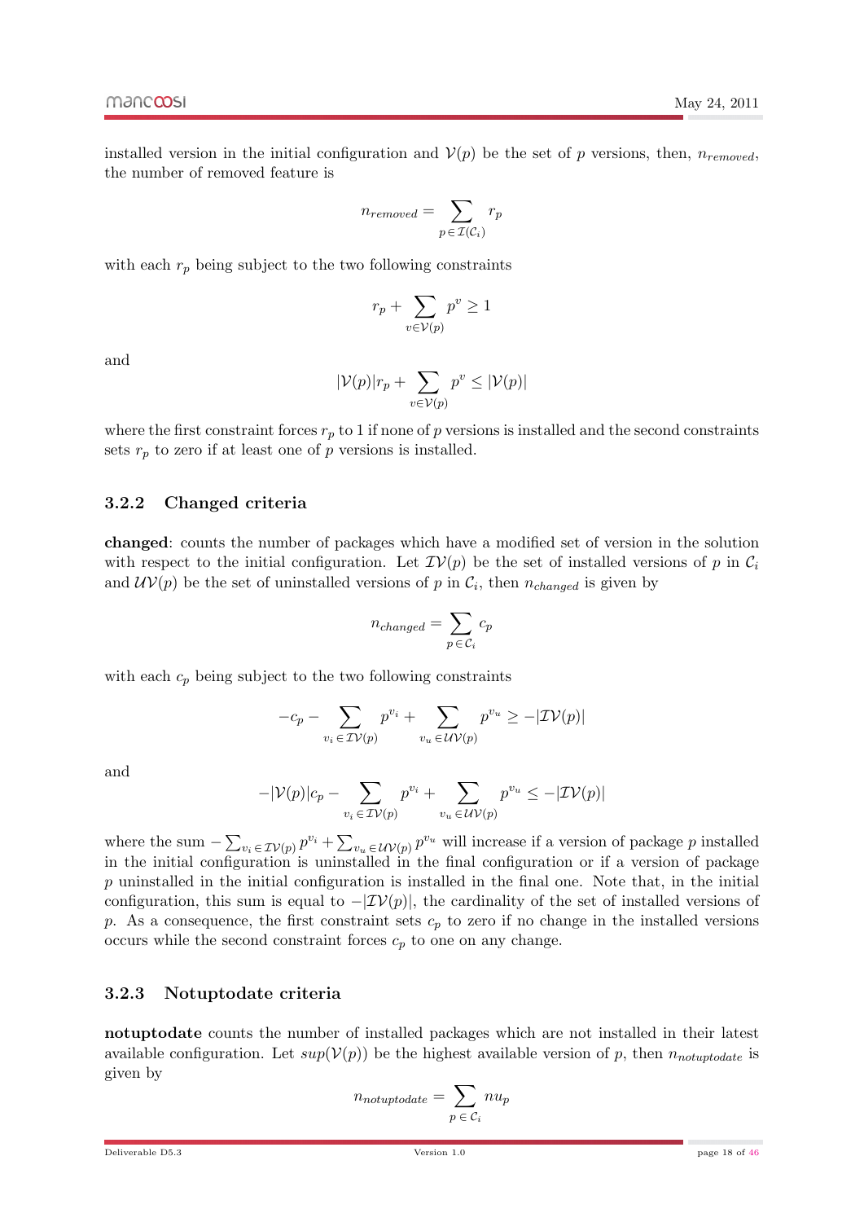installed version in the initial configuration and $\mathcal{V}(p)$ be the set of $p$ versions, then, $n_{removed}$, the number of removed feature is

$$n_{removed} = \sum_{p \in \mathcal{I}(\mathcal{C}_i)} r_p$$

with each $r_p$ being subject to the two following constraints

$$r_p + \sum_{v \in \mathcal{V}(p)} p^v \geq 1$$

and

$$|\mathcal{V}(p)| r_p + \sum_{v \in \mathcal{V}(p)} p^v \leq |\mathcal{V}(p)|$$

where the first constraint forces $r_p$ to 1 if none of $p$ versions is installed and the second constraints sets $r_p$ to zero if at least one of $p$ versions is installed.

### 3.2.2 Changed criteria

**changed**: counts the number of packages which have a modified set of version in the solution with respect to the initial configuration. Let $\mathcal{IV}(p)$ be the set of installed versions of $p$ in $\mathcal{C}_i$ and $\mathcal{UV}(p)$ be the set of uninstalled versions of $p$ in $\mathcal{C}_i$, then $n_{changed}$ is given by

$$n_{changed} = \sum_{p \in \mathcal{C}_i} c_p$$

with each $c_p$ being subject to the two following constraints

$$-c_p - \sum_{v_i \in \mathcal{IV}(p)} p^{v_i} + \sum_{v_u \in \mathcal{UV}(p)} p^{v_u} \geq -|\mathcal{IV}(p)|$$

and

$$-|\mathcal{V}(p)| c_p - \sum_{v_i \in \mathcal{IV}(p)} p^{v_i} + \sum_{v_u \in \mathcal{UV}(p)} p^{v_u} \leq -|\mathcal{IV}(p)|$$

where the sum $-\sum_{v_i \in \mathcal{IV}(p)} p^{v_i} + \sum_{v_u \in \mathcal{UV}(p)} p^{v_u}$ will increase if a version of package $p$ installed in the initial configuration is uninstalled in the final configuration or if a version of package $p$ uninstalled in the initial configuration is installed in the final one. Note that, in the initial configuration, this sum is equal to $-|\mathcal{IV}(p)|$, the cardinality of the set of installed versions of $p$. As a consequence, the first constraint sets $c_p$ to zero if no change in the installed versions occurs while the second constraint forces $c_p$ to one on any change.

### 3.2.3 Notuptodate criteria

**notuptodate** counts the number of installed packages which are not installed in their latest available configuration. Let $sup(\mathcal{V}(p))$ be the highest available version of $p$, then $n_{notuptodate}$ is given by

$$n_{notuptodate} = \sum_{p \in \mathcal{C}_i} nu_p$$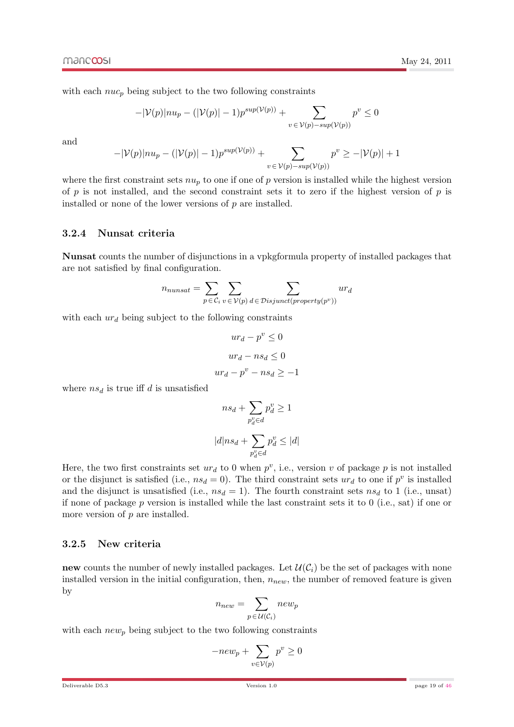with each $nuc_p$ being subject to the two following constraints

$$-|\mathcal{V}(p)|nu_p - (|\mathcal{V}(p)|-1)p^{sup(\mathcal{V}(p))} + \sum_{v \in \mathcal{V}(p)-sup(\mathcal{V}(p))} p^v \leq 0$$

and

$$-|\mathcal{V}(p)|nu_p - (|\mathcal{V}(p)|-1)p^{sup(\mathcal{V}(p))} + \sum_{v \in \mathcal{V}(p)-sup(\mathcal{V}(p))} p^v \geq -|\mathcal{V}(p)|+1$$

where the first constraint sets $nu_p$ to one if one of $p$ version is installed while the highest version of $p$ is not installed, and the second constraint sets it to zero if the highest version of $p$ is installed or none of the lower versions of $p$ are installed.

### 3.2.4 Nunsat criteria

**Nunsat** counts the number of disjunctions in a vpkgformula property of installed packages that are not satisfied by final configuration.

$$n_{nunsat} = \sum_{p \in \mathcal{C}_i} \sum_{v \in \mathcal{V}(p)} \sum_{d \in \mathcal{D}isjunct(property(p^v))} ur_d$$

with each $ur_d$ being subject to the following constraints

$$ur_d - p^v \leq 0$$

$$ur_d - ns_d \leq 0$$

$$ur_d - p^v - ns_d \geq -1$$

where $ns_d$ is true iff $d$ is unsatisfied

$$ns_d + \sum_{p_d^v \in d} p_d^v \geq 1$$

$$|d|ns_d + \sum_{p_d^v \in d} p_d^v \leq |d|$$

Here, the two first constraints set $ur_d$ to 0 when $p^v$, i.e., version $v$ of package $p$ is not installed or the disjunct is satisfied (i.e., $ns_d = 0$). The third constraint sets $ur_d$ to one if $p^v$ is installed and the disjunct is unsatisfied (i.e., $ns_d = 1$). The fourth constraint sets $ns_d$ to 1 (i.e., unsat) if none of package $p$ version is installed while the last constraint sets it to 0 (i.e., sat) if one or more version of $p$ are installed.

### 3.2.5 New criteria

**new** counts the number of newly installed packages. Let $\mathcal{U}(\mathcal{C}_i)$ be the set of packages with none installed version in the initial configuration, then, $n_{new}$, the number of removed feature is given by

$$n_{new} = \sum_{p \in \mathcal{U}(\mathcal{C}_i)} new_p$$

with each $new_p$ being subject to the two following constraints

$$-new_p + \sum_{v \in \mathcal{V}(p)} p^v \geq 0$$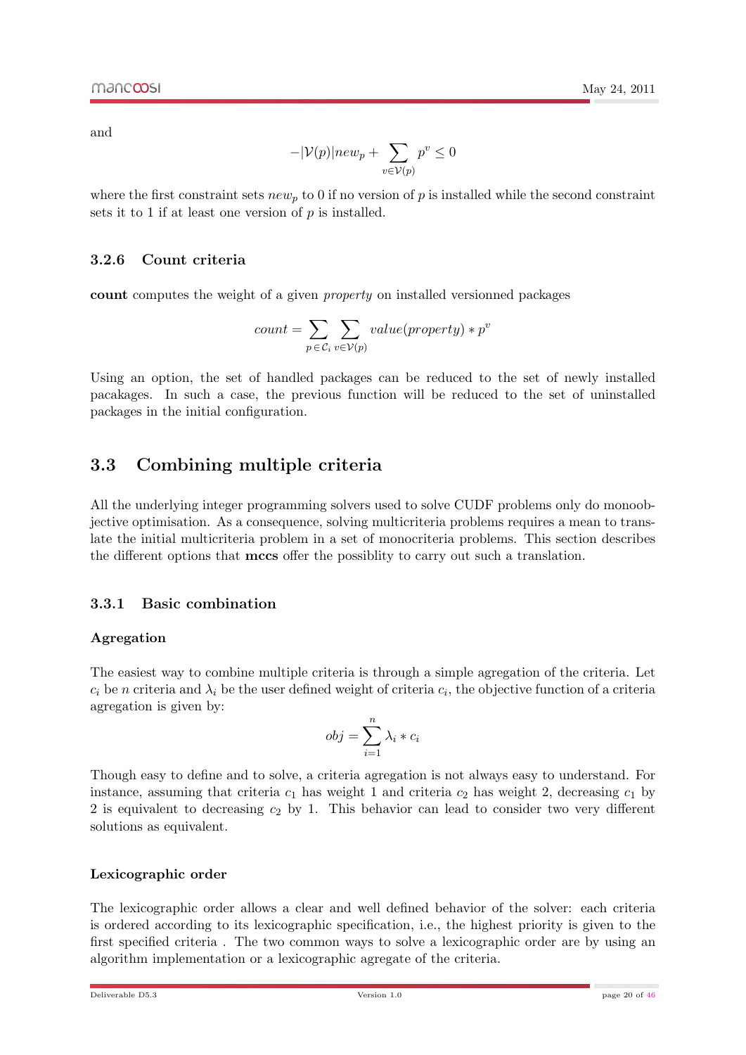and

$$-|\mathcal{V}(p)|new_p + \sum_{v \in \mathcal{V}(p)} p^v \leq 0$$

where the first constraint sets $new_p$ to 0 if no version of $p$ is installed while the second constraint sets it to 1 if at least one version of $p$ is installed.

#### 3.2.6 Count criteria

**count** computes the weight of a given *property* on installed versionned packages

$$count = \sum_{p \in \mathcal{C}_i} \sum_{v \in \mathcal{V}(p)} value(property) * p^v$$

Using an option, the set of handled packages can be reduced to the set of newly installed pacakages. In such a case, the previous function will be reduced to the set of uninstalled packages in the initial configuration.

### 3.3 Combining multiple criteria

All the underlying integer programming solvers used to solve CUDF problems only do monoobjective optimisation. As a consequence, solving multicriteria problems requires a mean to translate the initial multicriteria problem in a set of monocriteria problems. This section describes the different options that **mccs** offer the possiblity to carry out such a translation.

#### 3.3.1 Basic combination

**Agregation**

The easiest way to combine multiple criteria is through a simple agregation of the criteria. Let $c_i$ be $n$ criteria and $\lambda_i$ be the user defined weight of criteria $c_i$, the objective function of a criteria agregation is given by:

$$obj = \sum_{i=1}^{n} \lambda_i * c_i$$

Though easy to define and to solve, a criteria agregation is not always easy to understand. For instance, assuming that criteria $c_1$ has weight 1 and criteria $c_2$ has weight 2, decreasing $c_1$ by 2 is equivalent to decreasing $c_2$ by 1. This behavior can lead to consider two very different solutions as equivalent.

**Lexicographic order**

The lexicographic order allows a clear and well defined behavior of the solver: each criteria is ordered according to its lexicographic specification, i.e., the highest priority is given to the first specified criteria . The two common ways to solve a lexicographic order are by using an algorithm implementation or a lexicographic agregate of the criteria.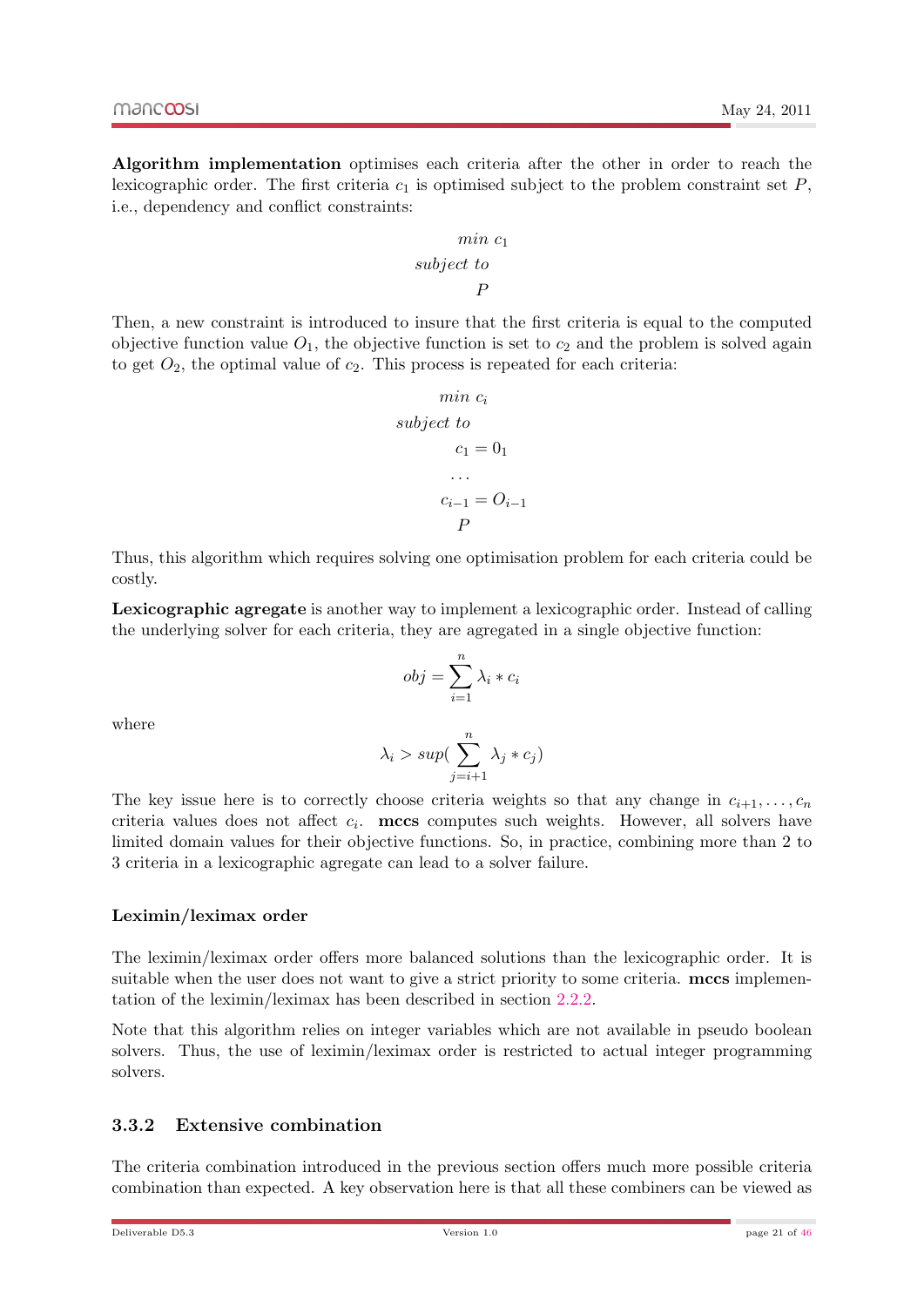**Algorithm implementation** optimises each criteria after the other in order to reach the lexicographic order. The first criteria $c_1$ is optimised subject to the problem constraint set $P$, i.e., dependency and conflict constraints:

$$
\begin{aligned}
& min\ c_1 \\
& subject\ to \\
& \quad P
\end{aligned}
$$

Then, a new constraint is introduced to insure that the first criteria is equal to the computed objective function value $O_1$, the objective function is set to $c_2$ and the problem is solved again to get $O_2$, the optimal value of $c_2$. This process is repeated for each criteria:

$$
\begin{aligned}
& min\ c_i \\
& subject\ to \\
& \quad c_1 = 0_1 \\
& \quad \ldots \\
& \quad c_{i-1} = O_{i-1} \\
& \quad P
\end{aligned}
$$

Thus, this algorithm which requires solving one optimisation problem for each criteria could be costly.

**Lexicographic agregate** is another way to implement a lexicographic order. Instead of calling the underlying solver for each criteria, they are agregated in a single objective function:

$$obj = \sum_{i=1}^{n} \lambda_i * c_i$$

where

$$\lambda_i > sup(\sum_{j=i+1}^{n} \lambda_j * c_j)$$

The key issue here is to correctly choose criteria weights so that any change in $c_{i+1}, \ldots, c_n$ criteria values does not affect $c_i$. **mccs** computes such weights. However, all solvers have limited domain values for their objective functions. So, in practice, combining more than 2 to 3 criteria in a lexicographic agregate can lead to a solver failure.

#### Leximin/leximax order

The leximin/leximax order offers more balanced solutions than the lexicographic order. It is suitable when the user does not want to give a strict priority to some criteria. **mccs** implementation of the leximin/leximax has been described in section 2.2.2.

Note that this algorithm relies on integer variables which are not available in pseudo boolean solvers. Thus, the use of leximin/leximax order is restricted to actual integer programming solvers.

### 3.3.2 Extensive combination

The criteria combination introduced in the previous section offers much more possible criteria combination than expected. A key observation here is that all these combiners can be viewed as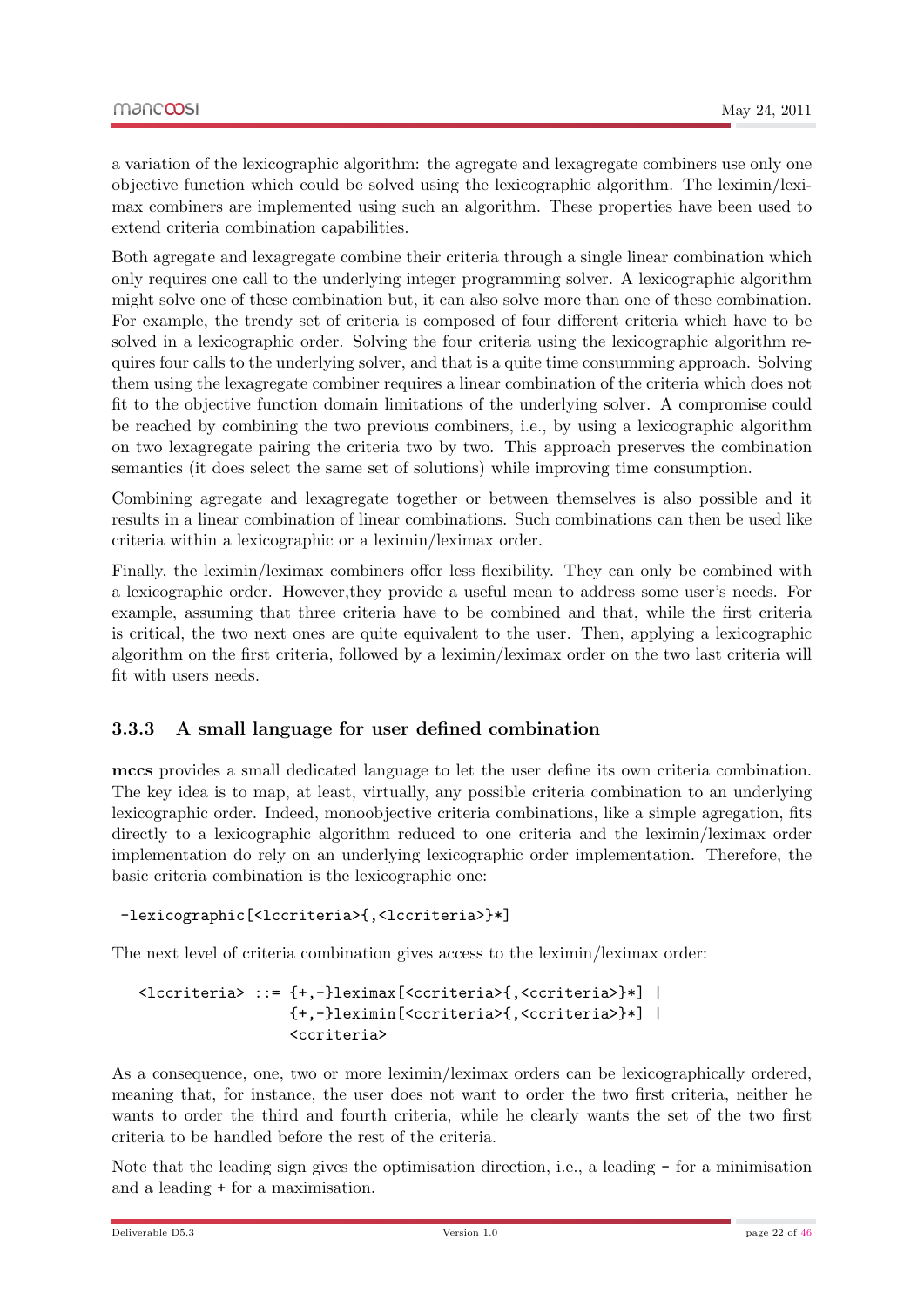a variation of the lexicographic algorithm: the agregate and lexagregate combiners use only one objective function which could be solved using the lexicographic algorithm. The leximin/leximax combiners are implemented using such an algorithm. These properties have been used to extend criteria combination capabilities.

Both agregate and lexagregate combine their criteria through a single linear combination which only requires one call to the underlying integer programming solver. A lexicographic algorithm might solve one of these combination but, it can also solve more than one of these combination. For example, the trendy set of criteria is composed of four different criteria which have to be solved in a lexicographic order. Solving the four criteria using the lexicographic algorithm requires four calls to the underlying solver, and that is a quite time consumming approach. Solving them using the lexagregate combiner requires a linear combination of the criteria which does not fit to the objective function domain limitations of the underlying solver. A compromise could be reached by combining the two previous combiners, i.e., by using a lexicographic algorithm on two lexagregate pairing the criteria two by two. This approach preserves the combination semantics (it does select the same set of solutions) while improving time consumption.

Combining agregate and lexagregate together or between themselves is also possible and it results in a linear combination of linear combinations. Such combinations can then be used like criteria within a lexicographic or a leximin/leximax order.

Finally, the leximin/leximax combiners offer less flexibility. They can only be combined with a lexicographic order. However,they provide a useful mean to address some user's needs. For example, assuming that three criteria have to be combined and that, while the first criteria is critical, the two next ones are quite equivalent to the user. Then, applying a lexicographic algorithm on the first criteria, followed by a leximin/leximax order on the two last criteria will fit with users needs.

### 3.3.3 A small language for user defined combination

**mccs** provides a small dedicated language to let the user define its own criteria combination. The key idea is to map, at least, virtually, any possible criteria combination to an underlying lexicographic order. Indeed, monoobjective criteria combinations, like a simple agregation, fits directly to a lexicographic algorithm reduced to one criteria and the leximin/leximax order implementation do rely on an underlying lexicographic order implementation. Therefore, the basic criteria combination is the lexicographic one:

```
-lexicographic[<lccriteria>{,<lccriteria>}*]
```

The next level of criteria combination gives access to the leximin/leximax order:

```
<lccriteria> ::= {+,-}leximax[<ccriteria>{,<ccriteria>}*] |
                 {+,-}leximin[<ccriteria>{,<ccriteria>}*] |
                 <ccriteria>
```

As a consequence, one, two or more leximin/leximax orders can be lexicographically ordered, meaning that, for instance, the user does not want to order the two first criteria, neither he wants to order the third and fourth criteria, while he clearly wants the set of the two first criteria to be handled before the rest of the criteria.

Note that the leading sign gives the optimisation direction, i.e., a leading `-` for a minimisation and a leading `+` for a maximisation.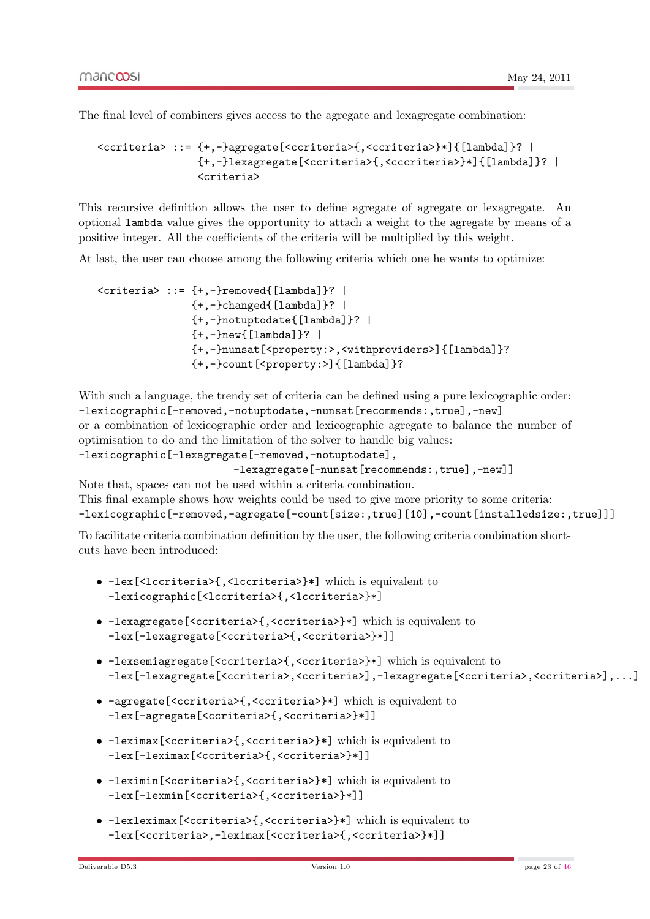The final level of combiners gives access to the agregate and lexagregate combination:

```
<ccriteria> ::= {+,-}agregate[<ccriteria>{,<ccriteria>}*]{[lambda]}? |
                {+,-}lexagregate[<ccriteria>{,<cccriteria>}*]{[lambda]}? |
                <criteria>
```

This recursive definition allows the user to define agregate of agregate or lexagregate. An optional `lambda` value gives the opportunity to attach a weight to the agregate by means of a positive integer. All the coefficients of the criteria will be multiplied by this weight.

At last, the user can choose among the following criteria which one he wants to optimize:

```
<criteria> ::= {+,-}removed{[lambda]}? |
               {+,-}changed{[lambda]}? |
               {+,-}notuptodate{[lambda]}? |
               {+,-}new{[lambda]}? |
               {+,-}nunsat[<property:>,<withproviders>]{[lambda]}?
               {+,-}count[<property:>]{[lambda]}?
```

With such a language, the trendy set of criteria can be defined using a pure lexicographic order:
`-lexicographic[-removed,-notuptodate,-nunsat[recommends:,true],-new]`
or a combination of lexicographic order and lexicographic agregate to balance the number of optimisation to do and the limitation of the solver to handle big values:

```
-lexicographic[-lexagregate[-removed,-notuptodate],
                            -lexagregate[-nunsat[recommends:,true],-new]]
```

Note that, spaces can not be used within a criteria combination.
This final example shows how weights could be used to give more priority to some criteria:
`-lexicographic[-removed,-agregate[-count[size:,true][10],-count[installedsize:,true]]]`

To facilitate criteria combination definition by the user, the following criteria combination shortcuts have been introduced:

- `-lex[<lccriteria>{,<lccriteria>}*]` which is equivalent to
  `-lexicographic[<lccriteria>{,<lccriteria>}*]`
- `-lexagregate[<ccriteria>{,<ccriteria>}*]` which is equivalent to
  `-lex[-lexagregate[<ccriteria>{,<ccriteria>}*]]`
- `-lexsemiagregate[<ccriteria>{,<ccriteria>}*]` which is equivalent to
  `-lex[-lexagregate[<ccriteria>,<ccriteria>],-lexagregate[<ccriteria>,<ccriteria>],...]`
- `-agregate[<ccriteria>{,<ccriteria>}*]` which is equivalent to
  `-lex[-agregate[<ccriteria>{,<ccriteria>}*]]`
- `-leximax[<ccriteria>{,<ccriteria>}*]` which is equivalent to
  `-lex[-leximax[<ccriteria>{,<ccriteria>}*]]`
- `-leximin[<ccriteria>{,<ccriteria>}*]` which is equivalent to
  `-lex[-lexmin[<ccriteria>{,<ccriteria>}*]]`
- `-lexleximax[<ccriteria>{,<ccriteria>}*]` which is equivalent to
  `-lex[<ccriteria>,-leximax[<ccriteria>{,<ccriteria>}*]]`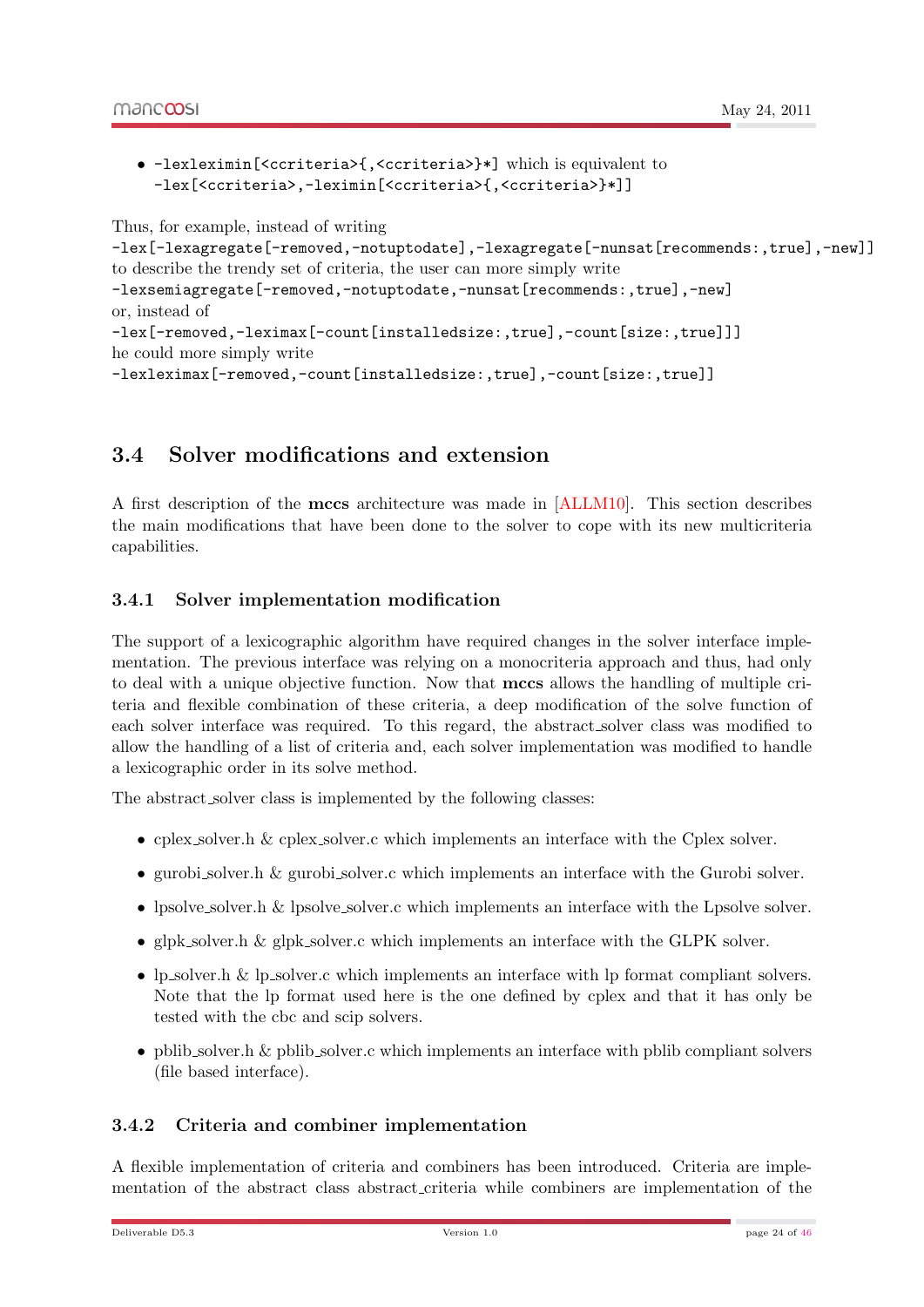- `-lexleximin[<ccriteria>{,<ccriteria>}*]` which is equivalent to `-lex[<ccriteria>,-leximin[<ccriteria>{,<ccriteria>}*]]`

Thus, for example, instead of writing
`-lex[-lexagregate[-removed,-notuptodate],-lexagregate[-nunsat[recommends:,true],-new]]`
to describe the trendy set of criteria, the user can more simply write
`-lexsemiagregate[-removed,-notuptodate,-nunsat[recommends:,true],-new]`
or, instead of
`-lex[-removed,-leximax[-count[installedsize:,true],-count[size:,true]]]`
he could more simply write
`-lexleximax[-removed,-count[installedsize:,true],-count[size:,true]]`

## 3.4 Solver modifications and extension

A first description of the **mccs** architecture was made in [ALLM10]. This section describes the main modifications that have been done to the solver to cope with its new multicriteria capabilities.

### 3.4.1 Solver implementation modification

The support of a lexicographic algorithm have required changes in the solver interface implementation. The previous interface was relying on a monocriteria approach and thus, had only to deal with a unique objective function. Now that **mccs** allows the handling of multiple criteria and flexible combination of these criteria, a deep modification of the solve function of each solver interface was required. To this regard, the abstract_solver class was modified to allow the handling of a list of criteria and, each solver implementation was modified to handle a lexicographic order in its solve method.

The abstract_solver class is implemented by the following classes:

- cplex_solver.h & cplex_solver.c which implements an interface with the Cplex solver.
- gurobi_solver.h & gurobi_solver.c which implements an interface with the Gurobi solver.
- lpsolve_solver.h & lpsolve_solver.c which implements an interface with the Lpsolve solver.
- glpk_solver.h & glpk_solver.c which implements an interface with the GLPK solver.
- lp_solver.h & lp_solver.c which implements an interface with lp format compliant solvers. Note that the lp format used here is the one defined by cplex and that it has only be tested with the cbc and scip solvers.
- pblib_solver.h & pblib_solver.c which implements an interface with pblib compliant solvers (file based interface).

### 3.4.2 Criteria and combiner implementation

A flexible implementation of criteria and combiners has been introduced. Criteria are implementation of the abstract class abstract_criteria while combiners are implementation of the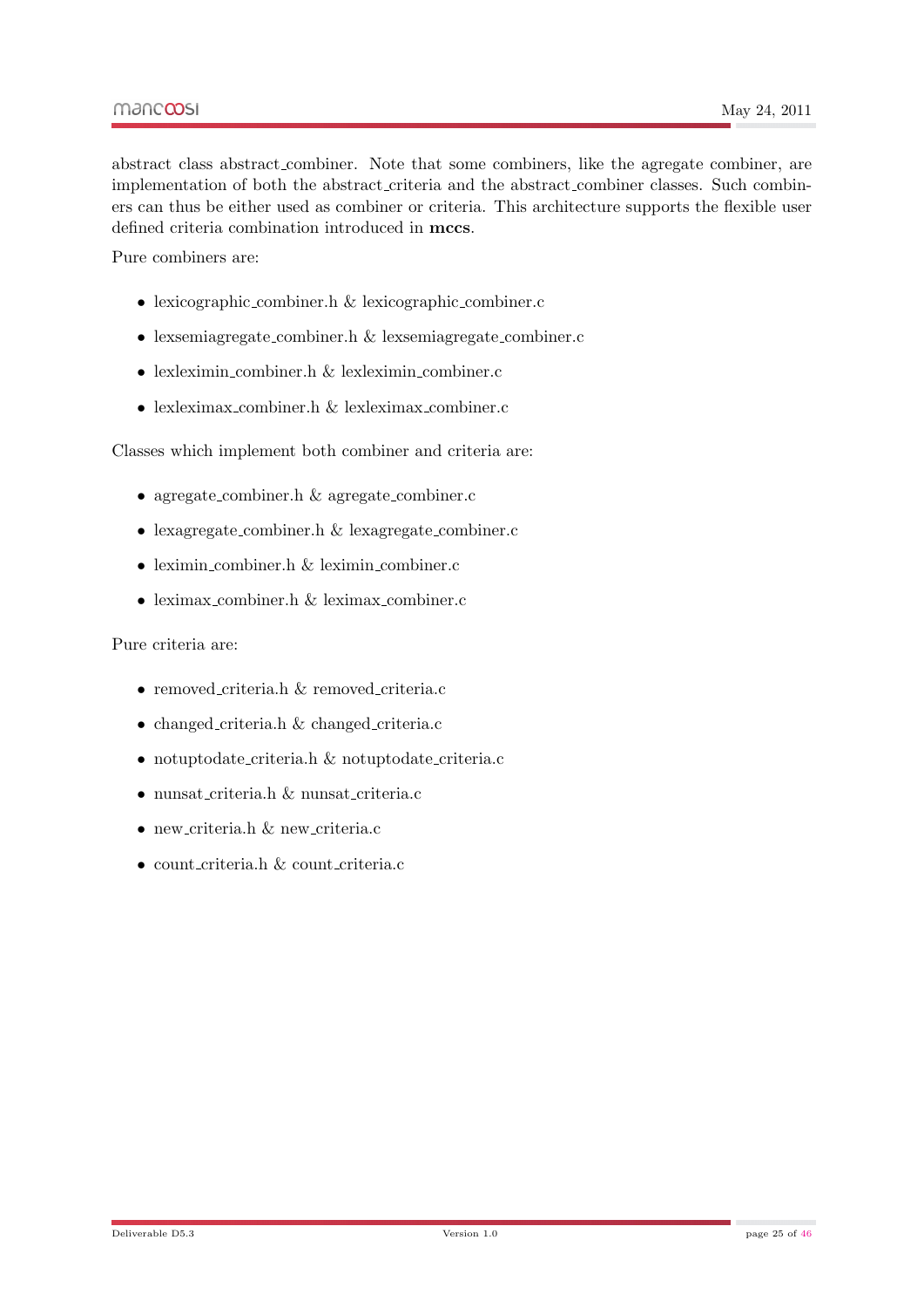abstract class abstract_combiner. Note that some combiners, like the agregate combiner, are implementation of both the abstract_criteria and the abstract_combiner classes. Such combiners can thus be either used as combiner or criteria. This architecture supports the flexible user defined criteria combination introduced in **mccs**.

Pure combiners are:

- lexicographic_combiner.h & lexicographic_combiner.c
- lexsemiagregate_combiner.h & lexsemiagregate_combiner.c
- lexleximin_combiner.h & lexleximin_combiner.c
- lexleximax_combiner.h & lexleximax_combiner.c

Classes which implement both combiner and criteria are:

- agregate_combiner.h & agregate_combiner.c
- lexagregate_combiner.h & lexagregate_combiner.c
- leximin_combiner.h & leximin_combiner.c
- leximax_combiner.h & leximax_combiner.c

Pure criteria are:

- removed_criteria.h & removed_criteria.c
- changed_criteria.h & changed_criteria.c
- notuptodate_criteria.h & notuptodate_criteria.c
- nunsat_criteria.h & nunsat_criteria.c
- new_criteria.h & new_criteria.c
- count_criteria.h & count_criteria.c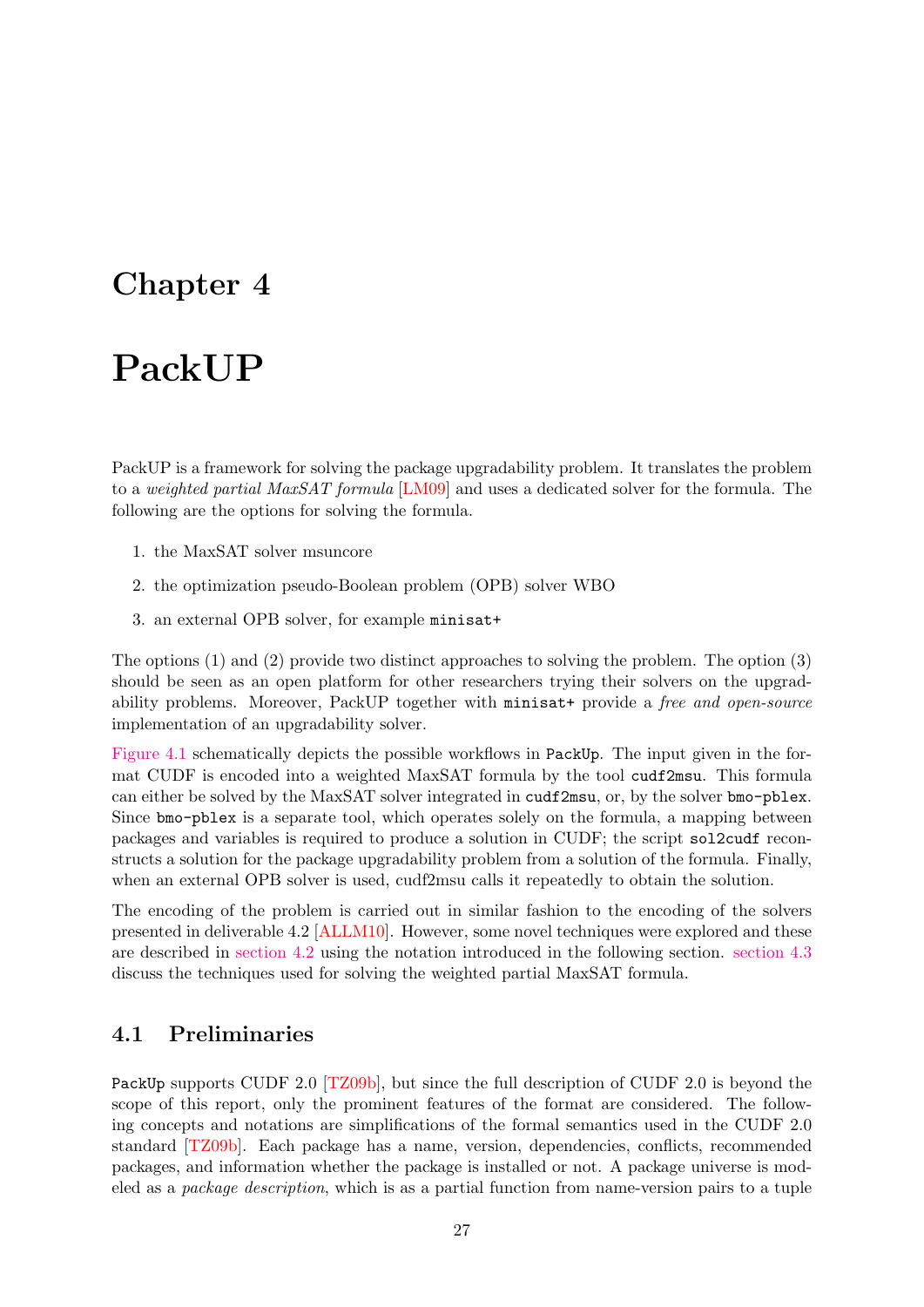# Chapter 4

# PackUP

PackUP is a framework for solving the package upgradability problem. It translates the problem to a *weighted partial MaxSAT formula* [LM09] and uses a dedicated solver for the formula. The following are the options for solving the formula.

1. the MaxSAT solver msuncore
2. the optimization pseudo-Boolean problem (OPB) solver WBO
3. an external OPB solver, for example `minisat+`

The options (1) and (2) provide two distinct approaches to solving the problem. The option (3) should be seen as an open platform for other researchers trying their solvers on the upgradability problems. Moreover, PackUP together with `minisat+` provide a *free and open-source* implementation of an upgradability solver.

Figure 4.1 schematically depicts the possible workflows in `PackUp`. The input given in the format CUDF is encoded into a weighted MaxSAT formula by the tool `cudf2msu`. This formula can either be solved by the MaxSAT solver integrated in `cudf2msu`, or, by the solver `bmo-pblex`. Since `bmo-pblex` is a separate tool, which operates solely on the formula, a mapping between packages and variables is required to produce a solution in CUDF; the script `sol2cudf` reconstructs a solution for the package upgradability problem from a solution of the formula. Finally, when an external OPB solver is used, cudf2msu calls it repeatedly to obtain the solution.

The encoding of the problem is carried out in similar fashion to the encoding of the solvers presented in deliverable 4.2 [ALLM10]. However, some novel techniques were explored and these are described in section 4.2 using the notation introduced in the following section. section 4.3 discuss the techniques used for solving the weighted partial MaxSAT formula.

## 4.1 Preliminaries

`PackUp` supports CUDF 2.0 [TZ09b], but since the full description of CUDF 2.0 is beyond the scope of this report, only the prominent features of the format are considered. The following concepts and notations are simplifications of the formal semantics used in the CUDF 2.0 standard [TZ09b]. Each package has a name, version, dependencies, conflicts, recommended packages, and information whether the package is installed or not. A package universe is modeled as a *package description*, which is as a partial function from name-version pairs to a tuple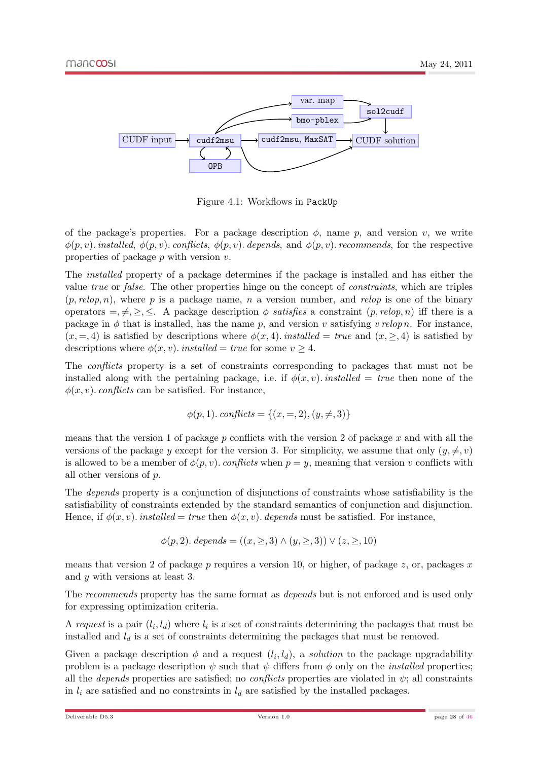Figure 4.1: Workflows in PackUp

of the package's properties. For a package description $\phi$, name $p$, and version $v$, we write $\phi(p, v).\,installed$, $\phi(p, v).\,conflicts$, $\phi(p, v).\,depends$, and $\phi(p, v).\,recommends$, for the respective properties of package $p$ with version $v$.

The *installed* property of a package determines if the package is installed and has either the value *true* or *false*. The other properties hinge on the concept of *constraints*, which are triples $(p, relop, n)$, where $p$ is a package name, $n$ a version number, and *relop* is one of the binary operators $=, \neq, \geq, \leq$. A package description $\phi$ *satisfies* a constraint $(p, relop, n)$ iff there is a package in $\phi$ that is installed, has the name $p$, and version $v$ satisfying $v\,relop\,n$. For instance, $(x, =, 4)$ is satisfied by descriptions where $\phi(x, 4).\,installed = true$ and $(x, \geq, 4)$ is satisfied by descriptions where $\phi(x, v).\,installed = true$ for some $v \geq 4$.

The *conflicts* property is a set of constraints corresponding to packages that must not be installed along with the pertaining package, i.e. if $\phi(x, v).\,installed = true$ then none of the $\phi(x, v).\,conflicts$ can be satisfied. For instance,

$$\phi(p, 1).\,conflicts = \{(x, =, 2), (y, \neq, 3)\}$$

means that the version 1 of package $p$ conflicts with the version 2 of package $x$ and with all the versions of the package $y$ except for the version 3. For simplicity, we assume that only $(y, \neq, v)$ is allowed to be a member of $\phi(p, v).\,conflicts$ when $p = y$, meaning that version $v$ conflicts with all other versions of $p$.

The *depends* property is a conjunction of disjunctions of constraints whose satisfiability is the satisfiability of constraints extended by the standard semantics of conjunction and disjunction. Hence, if $\phi(x, v).\,installed = true$ then $\phi(x, v).\,depends$ must be satisfied. For instance,

$$\phi(p, 2).\,depends = ((x, \geq, 3) \wedge (y, \geq, 3)) \vee (z, \geq, 10)$$

means that version 2 of package $p$ requires a version 10, or higher, of package $z$, or, packages $x$ and $y$ with versions at least 3.

The *recommends* property has the same format as *depends* but is not enforced and is used only for expressing optimization criteria.

A *request* is a pair $(l_i, l_d)$ where $l_i$ is a set of constraints determining the packages that must be installed and $l_d$ is a set of constraints determining the packages that must be removed.

Given a package description $\phi$ and a request $(l_i, l_d)$, a *solution* to the package upgradability problem is a package description $\psi$ such that $\psi$ differs from $\phi$ only on the *installed* properties; all the *depends* properties are satisfied; no *conflicts* properties are violated in $\psi$; all constraints in $l_i$ are satisfied and no constraints in $l_d$ are satisfied by the installed packages.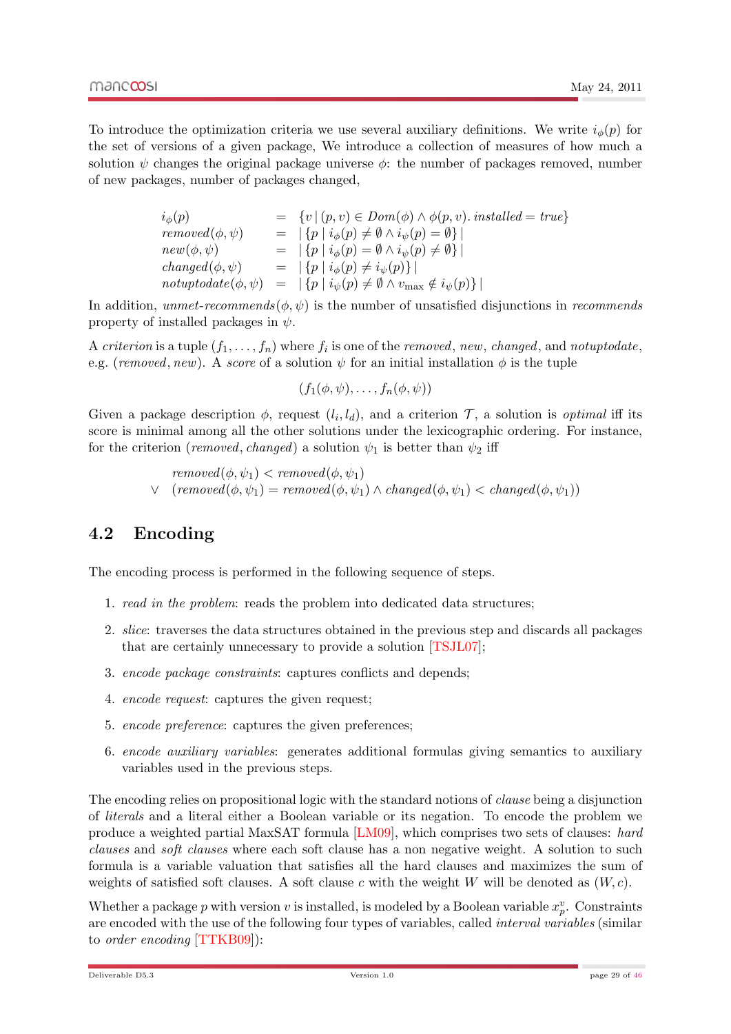To introduce the optimization criteria we use several auxiliary definitions. We write $i_\phi(p)$ for the set of versions of a given package, We introduce a collection of measures of how much a solution $\psi$ changes the original package universe $\phi$: the number of packages removed, number of new packages, number of packages changed,

$$
\begin{array}{lcl}
i_\phi(p) & = & \{v \mid (p,v) \in Dom(\phi) \wedge \phi(p,v).\mathit{installed} = \mathit{true}\} \\
\mathit{removed}(\phi,\psi) & = & |\{p \mid i_\phi(p) \neq \emptyset \wedge i_\psi(p) = \emptyset\}| \\
\mathit{new}(\phi,\psi) & = & |\{p \mid i_\phi(p) = \emptyset \wedge i_\psi(p) \neq \emptyset\}| \\
\mathit{changed}(\phi,\psi) & = & |\{p \mid i_\phi(p) \neq i_\psi(p)\}| \\
\mathit{notuptodate}(\phi,\psi) & = & |\{p \mid i_\psi(p) \neq \emptyset \wedge v_{\max} \notin i_\psi(p)\}|
\end{array}
$$

In addition, *unmet-recommends*$(\phi,\psi)$ is the number of unsatisfied disjunctions in *recommends* property of installed packages in $\psi$.

A *criterion* is a tuple $(f_1,\ldots,f_n)$ where $f_i$ is one of the *removed*, *new*, *changed*, and *notuptodate*, e.g. $(\mathit{removed}, \mathit{new})$. A *score* of a solution $\psi$ for an initial installation $\phi$ is the tuple

$$(f_1(\phi,\psi),\ldots,f_n(\phi,\psi))$$

Given a package description $\phi$, request $(l_i, l_d)$, and a criterion $\mathcal{T}$, a solution is *optimal* iff its score is minimal among all the other solutions under the lexicographic ordering. For instance, for the criterion $(\mathit{removed}, \mathit{changed})$ a solution $\psi_1$ is better than $\psi_2$ iff

$$
\begin{array}{ll}
 & \mathit{removed}(\phi,\psi_1) < \mathit{removed}(\phi,\psi_1) \\
\vee & (\mathit{removed}(\phi,\psi_1) = \mathit{removed}(\phi,\psi_1) \wedge \mathit{changed}(\phi,\psi_1) < \mathit{changed}(\phi,\psi_1))
\end{array}
$$

## 4.2 Encoding

The encoding process is performed in the following sequence of steps.

1. *read in the problem*: reads the problem into dedicated data structures;
2. *slice*: traverses the data structures obtained in the previous step and discards all packages that are certainly unnecessary to provide a solution [TSJL07];
3. *encode package constraints*: captures conflicts and depends;
4. *encode request*: captures the given request;
5. *encode preference*: captures the given preferences;
6. *encode auxiliary variables*: generates additional formulas giving semantics to auxiliary variables used in the previous steps.

The encoding relies on propositional logic with the standard notions of *clause* being a disjunction of *literals* and a literal either a Boolean variable or its negation. To encode the problem we produce a weighted partial MaxSAT formula [LM09], which comprises two sets of clauses: *hard clauses* and *soft clauses* where each soft clause has a non negative weight. A solution to such formula is a variable valuation that satisfies all the hard clauses and maximizes the sum of weights of satisfied soft clauses. A soft clause $c$ with the weight $W$ will be denoted as $(W, c)$.

Whether a package $p$ with version $v$ is installed, is modeled by a Boolean variable $x_p^v$. Constraints are encoded with the use of the following four types of variables, called *interval variables* (similar to *order encoding* [TTKB09]):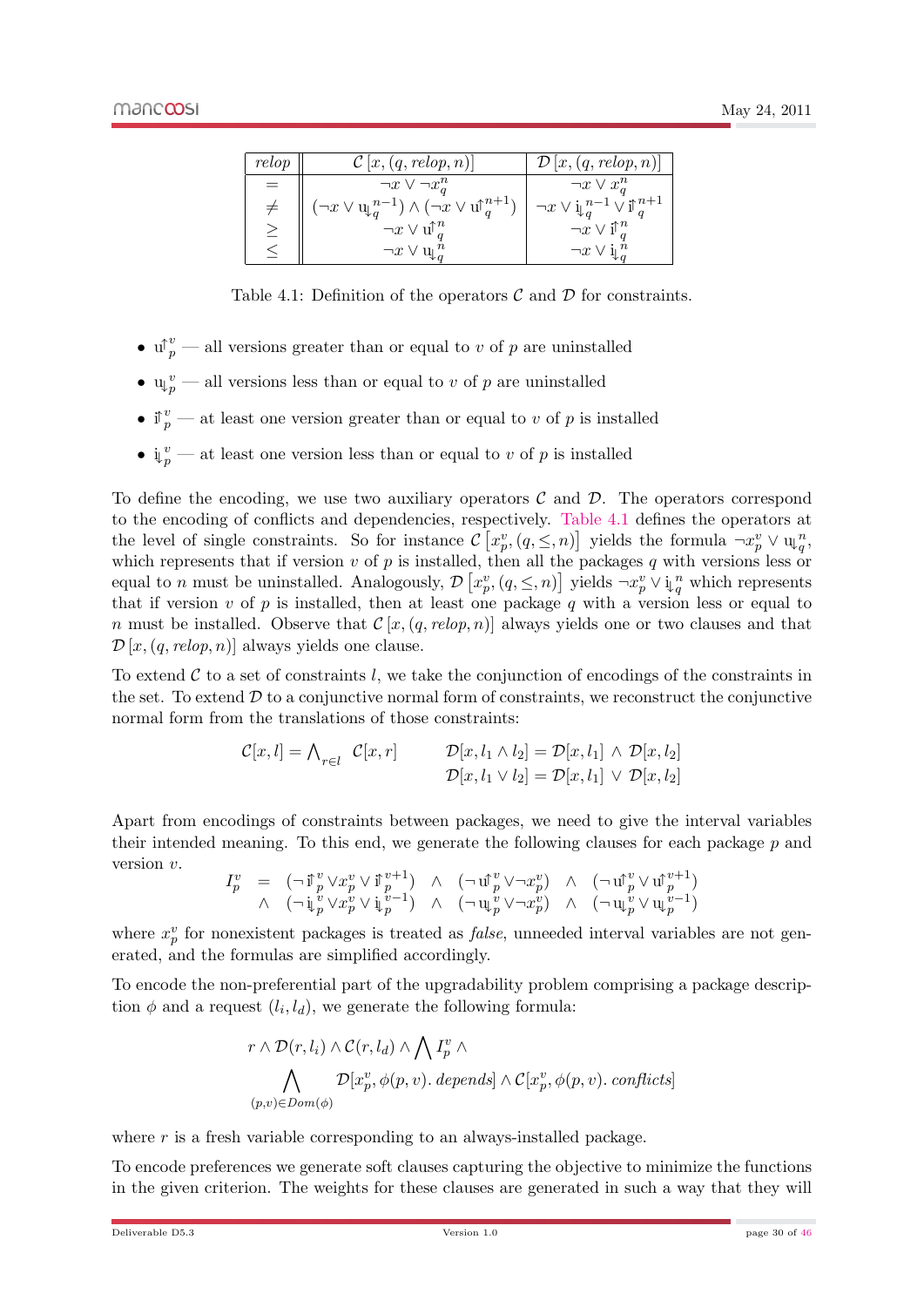| *relop* | $\mathcal{C}[x,(q,\mathit{relop},n)]$ | $\mathcal{D}[x,(q,\mathit{relop},n)]$ |
|---|---|---|
| $=$ | $\neg x \vee \neg x_q^n$ | $\neg x \vee x_q^n$ |
| $\neq$ | $(\neg x \vee \mathrm{u}\!\Downarrow_q^{n-1}) \wedge (\neg x \vee \mathrm{u}\!\Uparrow_q^{n+1})$ | $\neg x \vee \mathrm{i}\!\Downarrow_q^{n-1} \vee \mathrm{i}\!\Uparrow_q^{n+1}$ |
| $\geq$ | $\neg x \vee \mathrm{u}\!\Uparrow_q^n$ | $\neg x \vee \mathrm{i}\!\Uparrow_q^n$ |
| $\leq$ | $\neg x \vee \mathrm{u}\!\Downarrow_q^n$ | $\neg x \vee \mathrm{i}\!\Downarrow_q^n$ |

Table 4.1: Definition of the operators $\mathcal{C}$ and $\mathcal{D}$ for constraints.

- $\mathrm{u}\!\Uparrow_p^v$ — all versions greater than or equal to $v$ of $p$ are uninstalled
- $\mathrm{u}\!\Downarrow_p^v$ — all versions less than or equal to $v$ of $p$ are uninstalled
- $\mathrm{i}\!\Uparrow_p^v$ — at least one version greater than or equal to $v$ of $p$ is installed
- $\mathrm{i}\!\Downarrow_p^v$ — at least one version less than or equal to $v$ of $p$ is installed

To define the encoding, we use two auxiliary operators $\mathcal{C}$ and $\mathcal{D}$. The operators correspond to the encoding of conflicts and dependencies, respectively. Table 4.1 defines the operators at the level of single constraints. So for instance $\mathcal{C}\left[x_p^v,(q,\leq,n)\right]$ yields the formula $\neg x_p^v \vee \mathrm{u}\!\Downarrow_q^n$, which represents that if version $v$ of $p$ is installed, then all the packages $q$ with versions less or equal to $n$ must be uninstalled. Analogously, $\mathcal{D}\left[x_p^v,(q,\leq,n)\right]$ yields $\neg x_p^v \vee \mathrm{i}\!\Downarrow_q^n$ which represents that if version $v$ of $p$ is installed, then at least one package $q$ with a version less or equal to $n$ must be installed. Observe that $\mathcal{C}[x,(q,\mathit{relop},n)]$ always yields one or two clauses and that $\mathcal{D}[x,(q,\mathit{relop},n)]$ always yields one clause.

To extend $\mathcal{C}$ to a set of constraints $l$, we take the conjunction of encodings of the constraints in the set. To extend $\mathcal{D}$ to a conjunctive normal form of constraints, we reconstruct the conjunctive normal form from the translations of those constraints:

$$\mathcal{C}[x,l] = \bigwedge_{r\in l} \mathcal{C}[x,r] \qquad \begin{array}{l} \mathcal{D}[x,l_1 \wedge l_2] = \mathcal{D}[x,l_1] \wedge \mathcal{D}[x,l_2] \\ \mathcal{D}[x,l_1 \vee l_2] = \mathcal{D}[x,l_1] \vee \mathcal{D}[x,l_2] \end{array}$$

Apart from encodings of constraints between packages, we need to give the interval variables their intended meaning. To this end, we generate the following clauses for each package $p$ and version $v$.

$$\begin{array}{rcl} I_p^v & = & (\neg \mathrm{i}\!\Uparrow_p^v \vee x_p^v \vee \mathrm{i}\!\Uparrow_p^{v+1}) \;\wedge\; (\neg \mathrm{u}\!\Uparrow_p^v \vee \neg x_p^v) \;\wedge\; (\neg \mathrm{u}\!\Uparrow_p^v \vee \mathrm{u}\!\Uparrow_p^{v+1}) \\ & \wedge & (\neg \mathrm{i}\!\Downarrow_p^v \vee x_p^v \vee \mathrm{i}\!\Downarrow_p^{v-1}) \;\wedge\; (\neg \mathrm{u}\!\Downarrow_p^v \vee \neg x_p^v) \;\wedge\; (\neg \mathrm{u}\!\Downarrow_p^v \vee \mathrm{u}\!\Downarrow_p^{v-1}) \end{array}$$

where $x_p^v$ for nonexistent packages is treated as *false*, unneeded interval variables are not generated, and the formulas are simplified accordingly.

To encode the non-preferential part of the upgradability problem comprising a package description $\phi$ and a request $(l_i, l_d)$, we generate the following formula:

$$\begin{array}{l} r \wedge \mathcal{D}(r,l_i) \wedge \mathcal{C}(r,l_d) \wedge \bigwedge I_p^v \wedge \\ \displaystyle\bigwedge_{(p,v)\in \mathit{Dom}(\phi)} \mathcal{D}[x_p^v, \phi(p,v).\,\mathit{depends}] \wedge \mathcal{C}[x_p^v, \phi(p,v).\,\mathit{conflicts}] \end{array}$$

where $r$ is a fresh variable corresponding to an always-installed package.

To encode preferences we generate soft clauses capturing the objective to minimize the functions in the given criterion. The weights for these clauses are generated in such a way that they will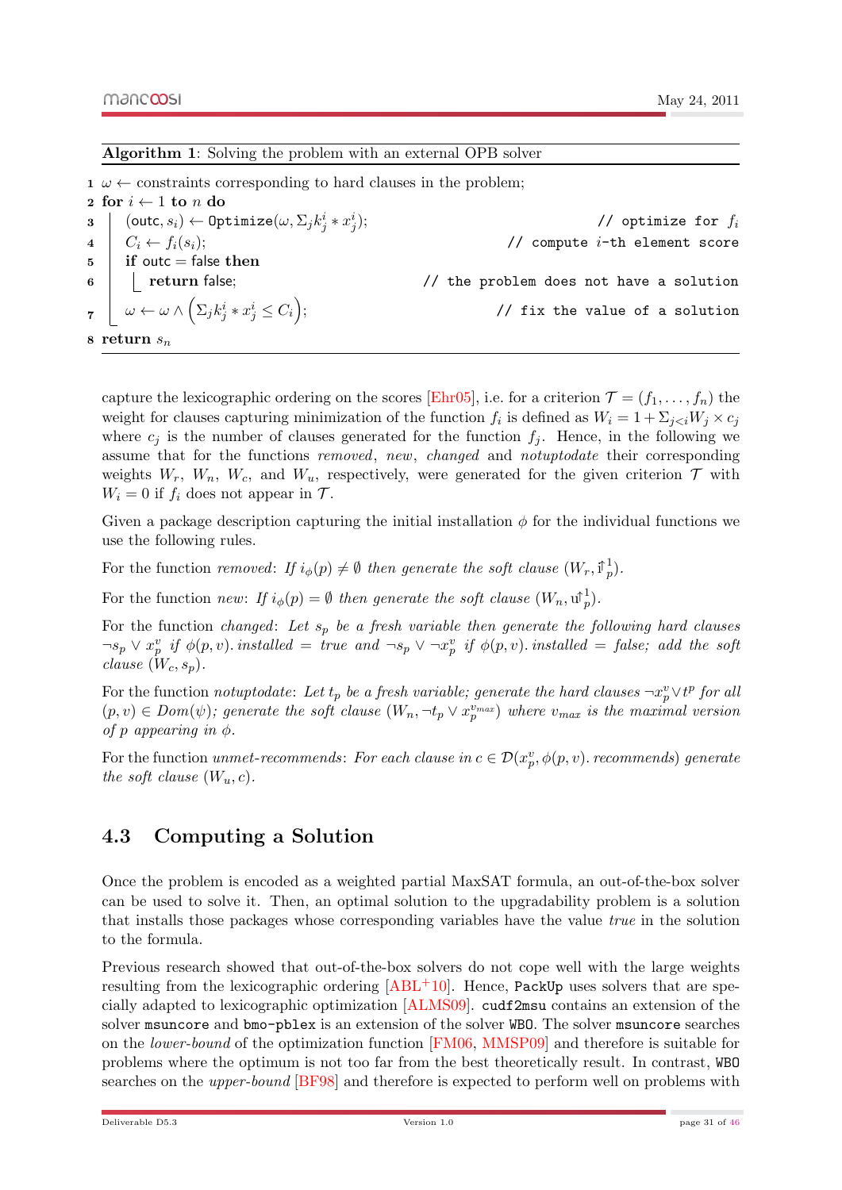**Algorithm 1**: Solving the problem with an external OPB solver

```
1 ω ← constraints corresponding to hard clauses in the problem;
2 for i ← 1 to n do
3     (outc, s_i) ← Optimize(ω, Σ_j k^i_j * x^i_j);          // optimize for f_i
4     C_i ← f_i(s_i);                                      // compute i-th element score
5     if outc = false then
6         return false;                                    // the problem does not have a solution
7     ω ← ω ∧ (Σ_j k^i_j * x^i_j ≤ C_i);                   // fix the value of a solution
8 return s_n
```

capture the lexicographic ordering on the scores [Ehr05], i.e. for a criterion $\mathcal{T} = (f_1, \ldots, f_n)$ the weight for clauses capturing minimization of the function $f_i$ is defined as $W_i = 1 + \Sigma_{j<i} W_j \times c_j$ where $c_j$ is the number of clauses generated for the function $f_j$. Hence, in the following we assume that for the functions *removed*, *new*, *changed* and *notuptodate* their corresponding weights $W_r$, $W_n$, $W_c$, and $W_u$, respectively, were generated for the given criterion $\mathcal{T}$ with $W_i = 0$ if $f_i$ does not appear in $\mathcal{T}$.

Given a package description capturing the initial installation $\phi$ for the individual functions we use the following rules.

For the function *removed*: *If $i_\phi(p) \neq \emptyset$ then generate the soft clause $(W_r, \mathbb{i}^1_p)$.*

For the function *new*: *If $i_\phi(p) = \emptyset$ then generate the soft clause $(W_n, \mathbb{u}^1_p)$.*

For the function *changed*: *Let $s_p$ be a fresh variable then generate the following hard clauses $\neg s_p \vee x^v_p$ if $\phi(p, v).installed = true$ and $\neg s_p \vee \neg x^v_p$ if $\phi(p, v).installed = false$; add the soft clause $(W_c, s_p)$.*

For the function *notuptodate*: *Let $t_p$ be a fresh variable; generate the hard clauses $\neg x^v_p \vee t^p$ for all $(p, v) \in Dom(\psi)$; generate the soft clause $(W_n, \neg t_p \vee x^{v_{max}}_p)$ where $v_{max}$ is the maximal version of $p$ appearing in $\phi$.*

For the function *unmet-recommends*: *For each clause in $c \in \mathcal{D}(x^v_p, \phi(p, v).recommends)$ generate the soft clause $(W_u, c)$.*

## 4.3 Computing a Solution

Once the problem is encoded as a weighted partial MaxSAT formula, an out-of-the-box solver can be used to solve it. Then, an optimal solution to the upgradability problem is a solution that installs those packages whose corresponding variables have the value *true* in the solution to the formula.

Previous research showed that out-of-the-box solvers do not cope well with the large weights resulting from the lexicographic ordering [ABL+10]. Hence, PackUp uses solvers that are specially adapted to lexicographic optimization [ALMS09]. cudf2msu contains an extension of the solver msuncore and bmo-pblex is an extension of the solver WBO. The solver msuncore searches on the *lower-bound* of the optimization function [FM06, MMSP09] and therefore is suitable for problems where the optimum is not too far from the best theoretically result. In contrast, WBO searches on the *upper-bound* [BF98] and therefore is expected to perform well on problems with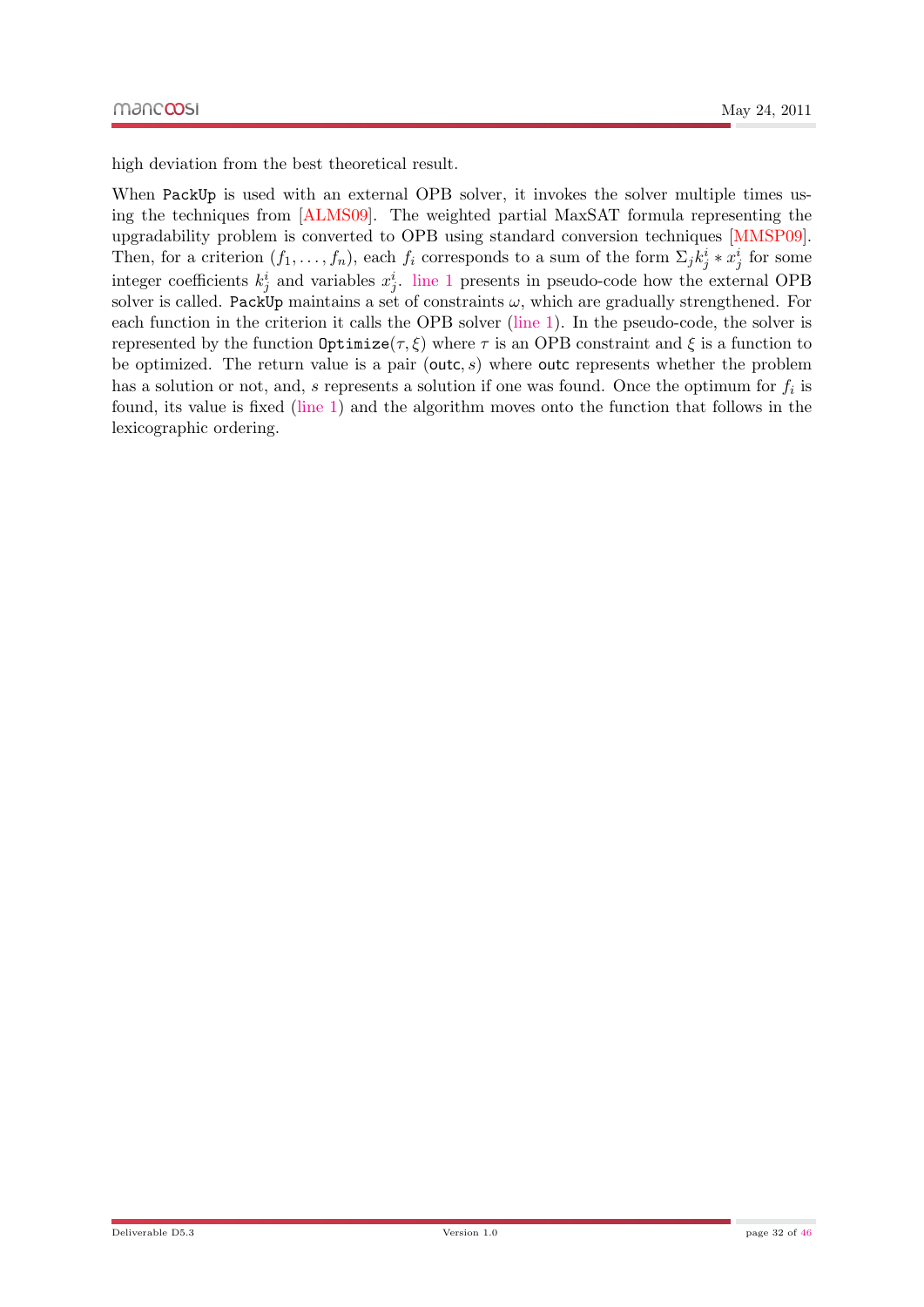high deviation from the best theoretical result.

When PackUp is used with an external OPB solver, it invokes the solver multiple times using the techniques from [ALMS09]. The weighted partial MaxSAT formula representing the upgradability problem is converted to OPB using standard conversion techniques [MMSP09]. Then, for a criterion $(f_1, \ldots, f_n)$, each $f_i$ corresponds to a sum of the form $\Sigma_j k^i_j * x^i_j$ for some integer coefficients $k^i_j$ and variables $x^i_j$. line 1 presents in pseudo-code how the external OPB solver is called. PackUp maintains a set of constraints $\omega$, which are gradually strengthened. For each function in the criterion it calls the OPB solver (line 1). In the pseudo-code, the solver is represented by the function $\texttt{Optimize}(\tau, \xi)$ where $\tau$ is an OPB constraint and $\xi$ is a function to be optimized. The return value is a pair $(\mathsf{outc}, s)$ where outc represents whether the problem has a solution or not, and, $s$ represents a solution if one was found. Once the optimum for $f_i$ is found, its value is fixed (line 1) and the algorithm moves onto the function that follows in the lexicographic ordering.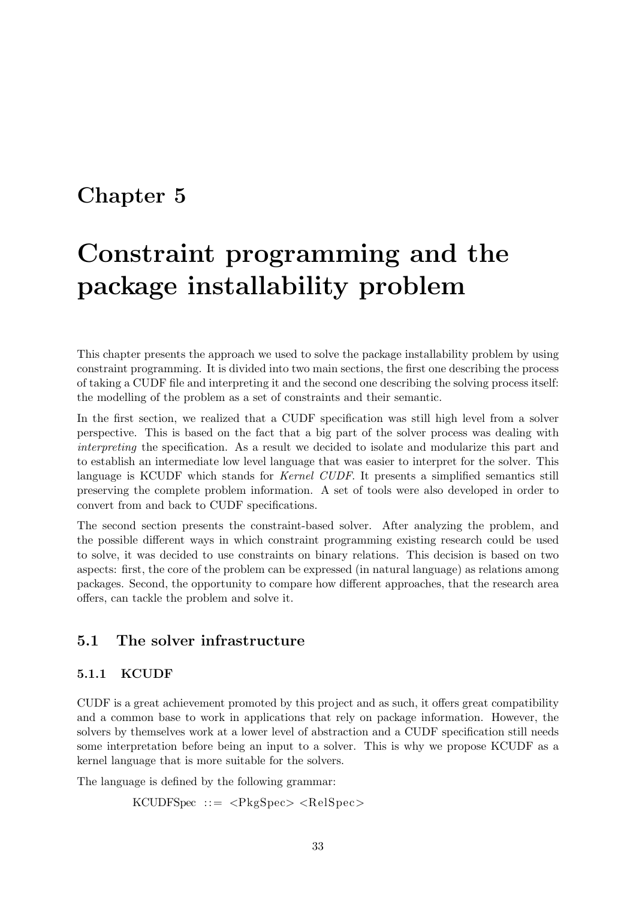# Chapter 5

# Constraint programming and the package installability problem

This chapter presents the approach we used to solve the package installability problem by using constraint programming. It is divided into two main sections, the first one describing the process of taking a CUDF file and interpreting it and the second one describing the solving process itself: the modelling of the problem as a set of constraints and their semantic.

In the first section, we realized that a CUDF specification was still high level from a solver perspective. This is based on the fact that a big part of the solver process was dealing with *interpreting* the specification. As a result we decided to isolate and modularize this part and to establish an intermediate low level language that was easier to interpret for the solver. This language is KCUDF which stands for *Kernel CUDF*. It presents a simplified semantics still preserving the complete problem information. A set of tools were also developed in order to convert from and back to CUDF specifications.

The second section presents the constraint-based solver. After analyzing the problem, and the possible different ways in which constraint programming existing research could be used to solve, it was decided to use constraints on binary relations. This decision is based on two aspects: first, the core of the problem can be expressed (in natural language) as relations among packages. Second, the opportunity to compare how different approaches, that the research area offers, can tackle the problem and solve it.

## 5.1 The solver infrastructure

### 5.1.1 KCUDF

CUDF is a great achievement promoted by this project and as such, it offers great compatibility and a common base to work in applications that rely on package information. However, the solvers by themselves work at a lower level of abstraction and a CUDF specification still needs some interpretation before being an input to a solver. This is why we propose KCUDF as a kernel language that is more suitable for the solvers.

The language is defined by the following grammar:

```
KCUDFSpec ::= <PkgSpec> <RelSpec>
```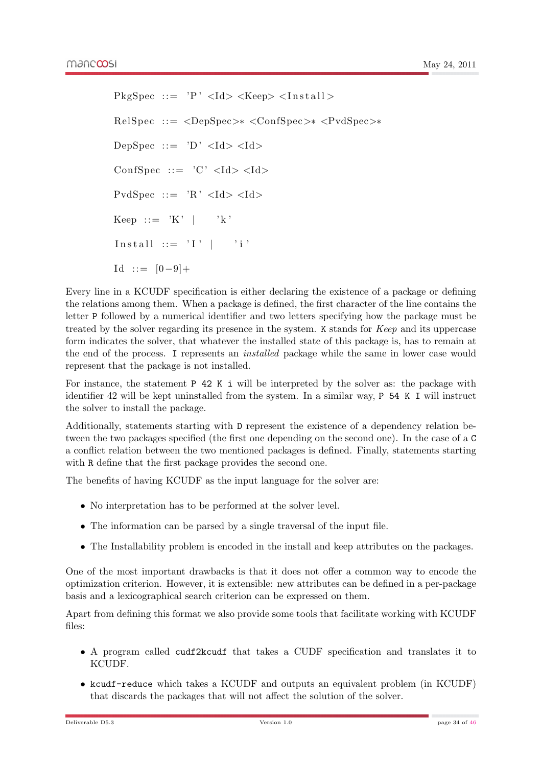```
PkgSpec  ::=  'P' <Id> <Keep> <Install>

RelSpec  ::=  <DepSpec>* <ConfSpec>* <PvdSpec>*

DepSpec  ::=  'D' <Id> <Id>

ConfSpec  ::=  'C' <Id> <Id>

PvdSpec  ::=  'R' <Id> <Id>

Keep  ::=  'K'  |    'k'

Install  ::=  'I'  |    'i'

Id  ::=  [0-9]+
```

Every line in a KCUDF specification is either declaring the existence of a package or defining the relations among them. When a package is defined, the first character of the line contains the letter `P` followed by a numerical identifier and two letters specifying how the package must be treated by the solver regarding its presence in the system. `K` stands for *Keep* and its uppercase form indicates the solver, that whatever the installed state of this package is, has to remain at the end of the process. `I` represents an *installed* package while the same in lower case would represent that the package is not installed.

For instance, the statement `P 42 K i` will be interpreted by the solver as: the package with identifier 42 will be kept uninstalled from the system. In a similar way, `P 54 K I` will instruct the solver to install the package.

Additionally, statements starting with `D` represent the existence of a dependency relation between the two packages specified (the first one depending on the second one). In the case of a `C` a conflict relation between the two mentioned packages is defined. Finally, statements starting with `R` define that the first package provides the second one.

The benefits of having KCUDF as the input language for the solver are:

- No interpretation has to be performed at the solver level.
- The information can be parsed by a single traversal of the input file.
- The Installability problem is encoded in the install and keep attributes on the packages.

One of the most important drawbacks is that it does not offer a common way to encode the optimization criterion. However, it is extensible: new attributes can be defined in a per-package basis and a lexicographical search criterion can be expressed on them.

Apart from defining this format we also provide some tools that facilitate working with KCUDF files:

- A program called `cudf2kcudf` that takes a CUDF specification and translates it to KCUDF.
- `kcudf-reduce` which takes a KCUDF and outputs an equivalent problem (in KCUDF) that discards the packages that will not affect the solution of the solver.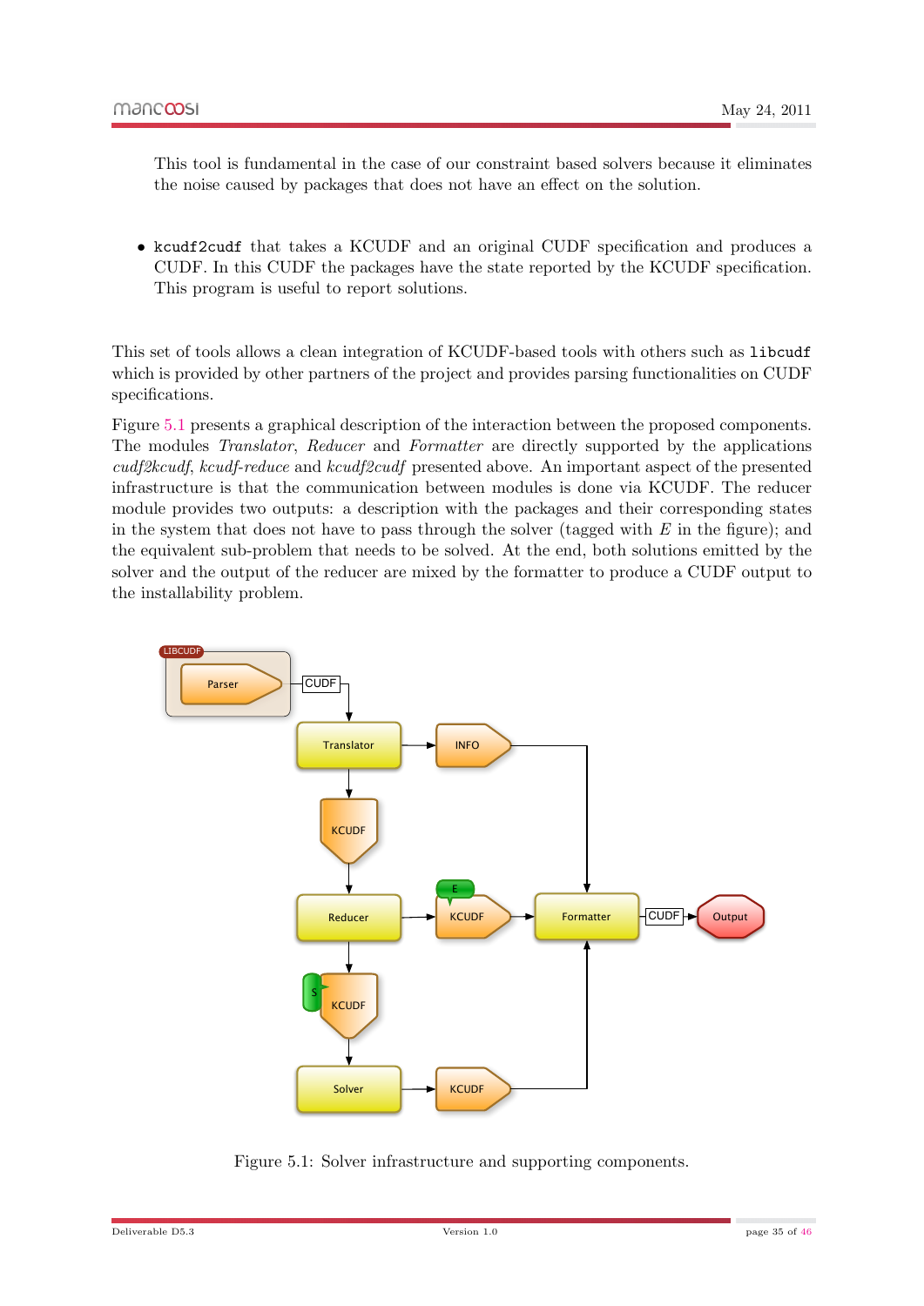This tool is fundamental in the case of our constraint based solvers because it eliminates the noise caused by packages that does not have an effect on the solution.

- kcudf2cudf that takes a KCUDF and an original CUDF specification and produces a CUDF. In this CUDF the packages have the state reported by the KCUDF specification. This program is useful to report solutions.

This set of tools allows a clean integration of KCUDF-based tools with others such as libcudf which is provided by other partners of the project and provides parsing functionalities on CUDF specifications.

Figure 5.1 presents a graphical description of the interaction between the proposed components. The modules *Translator*, *Reducer* and *Formatter* are directly supported by the applications *cudf2kcudf*, *kcudf-reduce* and *kcudf2cudf* presented above. An important aspect of the presented infrastructure is that the communication between modules is done via KCUDF. The reducer module provides two outputs: a description with the packages and their corresponding states in the system that does not have to pass through the solver (tagged with $E$ in the figure); and the equivalent sub-problem that needs to be solved. At the end, both solutions emitted by the solver and the output of the reducer are mixed by the formatter to produce a CUDF output to the installability problem.

Figure 5.1: Solver infrastructure and supporting components.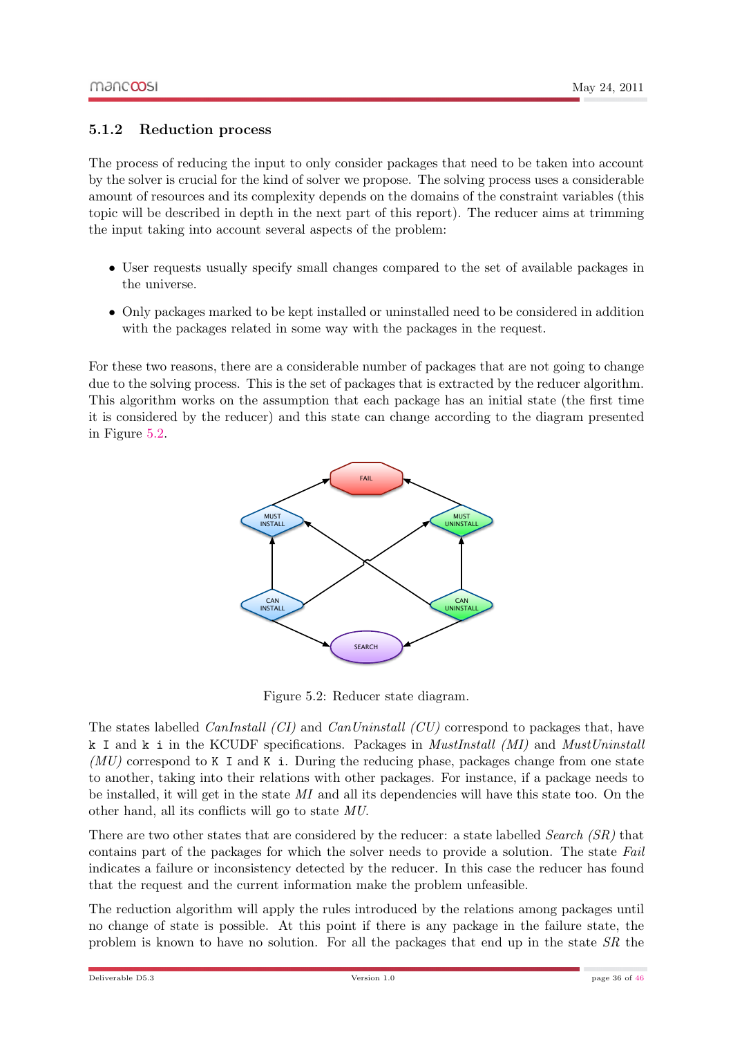### 5.1.2 Reduction process

The process of reducing the input to only consider packages that need to be taken into account by the solver is crucial for the kind of solver we propose. The solving process uses a considerable amount of resources and its complexity depends on the domains of the constraint variables (this topic will be described in depth in the next part of this report). The reducer aims at trimming the input taking into account several aspects of the problem:

- User requests usually specify small changes compared to the set of available packages in the universe.
- Only packages marked to be kept installed or uninstalled need to be considered in addition with the packages related in some way with the packages in the request.

For these two reasons, there are a considerable number of packages that are not going to change due to the solving process. This is the set of packages that is extracted by the reducer algorithm. This algorithm works on the assumption that each package has an initial state (the first time it is considered by the reducer) and this state can change according to the diagram presented in Figure 5.2.

Figure 5.2: Reducer state diagram.

The states labelled *CanInstall (CI)* and *CanUninstall (CU)* correspond to packages that, have `k I` and `k i` in the KCUDF specifications. Packages in *MustInstall (MI)* and *MustUninstall (MU)* correspond to `K I` and `K i`. During the reducing phase, packages change from one state to another, taking into their relations with other packages. For instance, if a package needs to be installed, it will get in the state *MI* and all its dependencies will have this state too. On the other hand, all its conflicts will go to state *MU*.

There are two other states that are considered by the reducer: a state labelled *Search (SR)* that contains part of the packages for which the solver needs to provide a solution. The state *Fail* indicates a failure or inconsistency detected by the reducer. In this case the reducer has found that the request and the current information make the problem unfeasible.

The reduction algorithm will apply the rules introduced by the relations among packages until no change of state is possible. At this point if there is any package in the failure state, the problem is known to have no solution. For all the packages that end up in the state *SR* the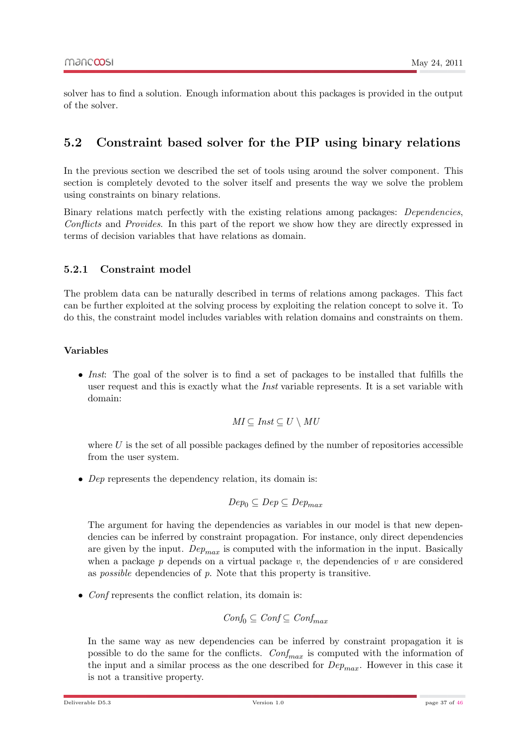solver has to find a solution. Enough information about this packages is provided in the output of the solver.

## 5.2 Constraint based solver for the PIP using binary relations

In the previous section we described the set of tools using around the solver component. This section is completely devoted to the solver itself and presents the way we solve the problem using constraints on binary relations.

Binary relations match perfectly with the existing relations among packages: *Dependencies*, *Conflicts* and *Provides*. In this part of the report we show how they are directly expressed in terms of decision variables that have relations as domain.

### 5.2.1 Constraint model

The problem data can be naturally described in terms of relations among packages. This fact can be further exploited at the solving process by exploiting the relation concept to solve it. To do this, the constraint model includes variables with relation domains and constraints on them.

#### Variables

- *Inst*: The goal of the solver is to find a set of packages to be installed that fulfills the user request and this is exactly what the *Inst* variable represents. It is a set variable with domain:

$$MI \subseteq Inst \subseteq U \setminus MU$$

  where $U$ is the set of all possible packages defined by the number of repositories accessible from the user system.

- *Dep* represents the dependency relation, its domain is:

$$Dep_0 \subseteq Dep \subseteq Dep_{max}$$

  The argument for having the dependencies as variables in our model is that new dependencies can be inferred by constraint propagation. For instance, only direct dependencies are given by the input. $Dep_{max}$ is computed with the information in the input. Basically when a package $p$ depends on a virtual package $v$, the dependencies of $v$ are considered as *possible* dependencies of $p$. Note that this property is transitive.

- *Conf* represents the conflict relation, its domain is:

$$Conf_0 \subseteq Conf \subseteq Conf_{max}$$

  In the same way as new dependencies can be inferred by constraint propagation it is possible to do the same for the conflicts. $Conf_{max}$ is computed with the information of the input and a similar process as the one described for $Dep_{max}$. However in this case it is not a transitive property.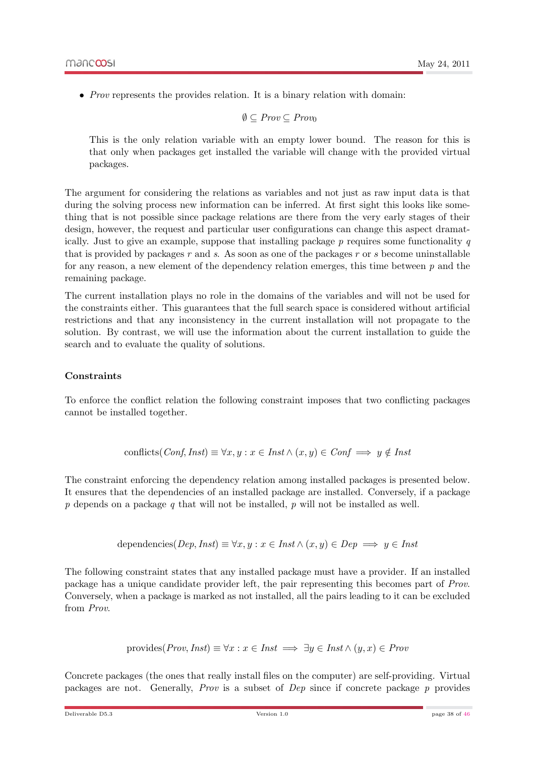- *Prov* represents the provides relation. It is a binary relation with domain:

$$\emptyset \subseteq \mathit{Prov} \subseteq \mathit{Prov}_0$$

  This is the only relation variable with an empty lower bound. The reason for this is that only when packages get installed the variable will change with the provided virtual packages.

The argument for considering the relations as variables and not just as raw input data is that during the solving process new information can be inferred. At first sight this looks like something that is not possible since package relations are there from the very early stages of their design, however, the request and particular user configurations can change this aspect dramatically. Just to give an example, suppose that installing package $p$ requires some functionality $q$ that is provided by packages $r$ and $s$. As soon as one of the packages $r$ or $s$ become uninstallable for any reason, a new element of the dependency relation emerges, this time between $p$ and the remaining package.

The current installation plays no role in the domains of the variables and will not be used for the constraints either. This guarantees that the full search space is considered without artificial restrictions and that any inconsistency in the current installation will not propagate to the solution. By contrast, we will use the information about the current installation to guide the search and to evaluate the quality of solutions.

#### Constraints

To enforce the conflict relation the following constraint imposes that two conflicting packages cannot be installed together.

$$\text{conflicts}(\mathit{Conf}, \mathit{Inst}) \equiv \forall x, y : x \in \mathit{Inst} \wedge (x, y) \in \mathit{Conf} \implies y \notin \mathit{Inst}$$

The constraint enforcing the dependency relation among installed packages is presented below. It ensures that the dependencies of an installed package are installed. Conversely, if a package $p$ depends on a package $q$ that will not be installed, $p$ will not be installed as well.

$$\text{dependencies}(\mathit{Dep}, \mathit{Inst}) \equiv \forall x, y : x \in \mathit{Inst} \wedge (x, y) \in \mathit{Dep} \implies y \in \mathit{Inst}$$

The following constraint states that any installed package must have a provider. If an installed package has a unique candidate provider left, the pair representing this becomes part of *Prov*. Conversely, when a package is marked as not installed, all the pairs leading to it can be excluded from *Prov*.

$$\text{provides}(\mathit{Prov}, \mathit{Inst}) \equiv \forall x : x \in \mathit{Inst} \implies \exists y \in \mathit{Inst} \wedge (y, x) \in \mathit{Prov}$$

Concrete packages (the ones that really install files on the computer) are self-providing. Virtual packages are not. Generally, *Prov* is a subset of *Dep* since if concrete package $p$ provides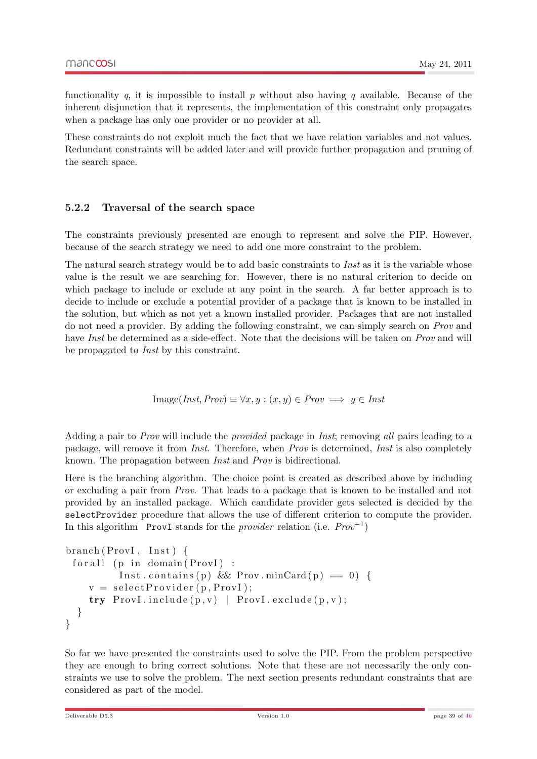functionality $q$, it is impossible to install $p$ without also having $q$ available. Because of the inherent disjunction that it represents, the implementation of this constraint only propagates when a package has only one provider or no provider at all.

These constraints do not exploit much the fact that we have relation variables and not values. Redundant constraints will be added later and will provide further propagation and pruning of the search space.

### 5.2.2 Traversal of the search space

The constraints previously presented are enough to represent and solve the PIP. However, because of the search strategy we need to add one more constraint to the problem.

The natural search strategy would be to add basic constraints to *Inst* as it is the variable whose value is the result we are searching for. However, there is no natural criterion to decide on which package to include or exclude at any point in the search. A far better approach is to decide to include or exclude a potential provider of a package that is known to be installed in the solution, but which as not yet a known installed provider. Packages that are not installed do not need a provider. By adding the following constraint, we can simply search on *Prov* and have *Inst* be determined as a side-effect. Note that the decisions will be taken on *Prov* and will be propagated to *Inst* by this constraint.

$$\text{Image}(\mathit{Inst}, \mathit{Prov}) \equiv \forall x, y : (x, y) \in \mathit{Prov} \implies y \in \mathit{Inst}$$

Adding a pair to *Prov* will include the *provided* package in *Inst*; removing *all* pairs leading to a package, will remove it from *Inst*. Therefore, when *Prov* is determined, *Inst* is also completely known. The propagation between *Inst* and *Prov* is bidirectional.

Here is the branching algorithm. The choice point is created as described above by including or excluding a pair from *Prov*. That leads to a package that is known to be installed and not provided by an installed package. Which candidate provider gets selected is decided by the `selectProvider` procedure that allows the use of different criterion to compute the provider. In this algorithm `ProvI` stands for the *provider* relation (i.e. $\mathit{Prov}^{-1}$)

```
branch(ProvI, Inst) {
 forall (p in domain(ProvI) :
          Inst.contains(p) && Prov.minCard(p) == 0) {
    v = selectProvider(p,ProvI);
    try ProvI.include(p,v) | ProvI.exclude(p,v);
  }
}
```

So far we have presented the constraints used to solve the PIP. From the problem perspective they are enough to bring correct solutions. Note that these are not necessarily the only constraints we use to solve the problem. The next section presents redundant constraints that are considered as part of the model.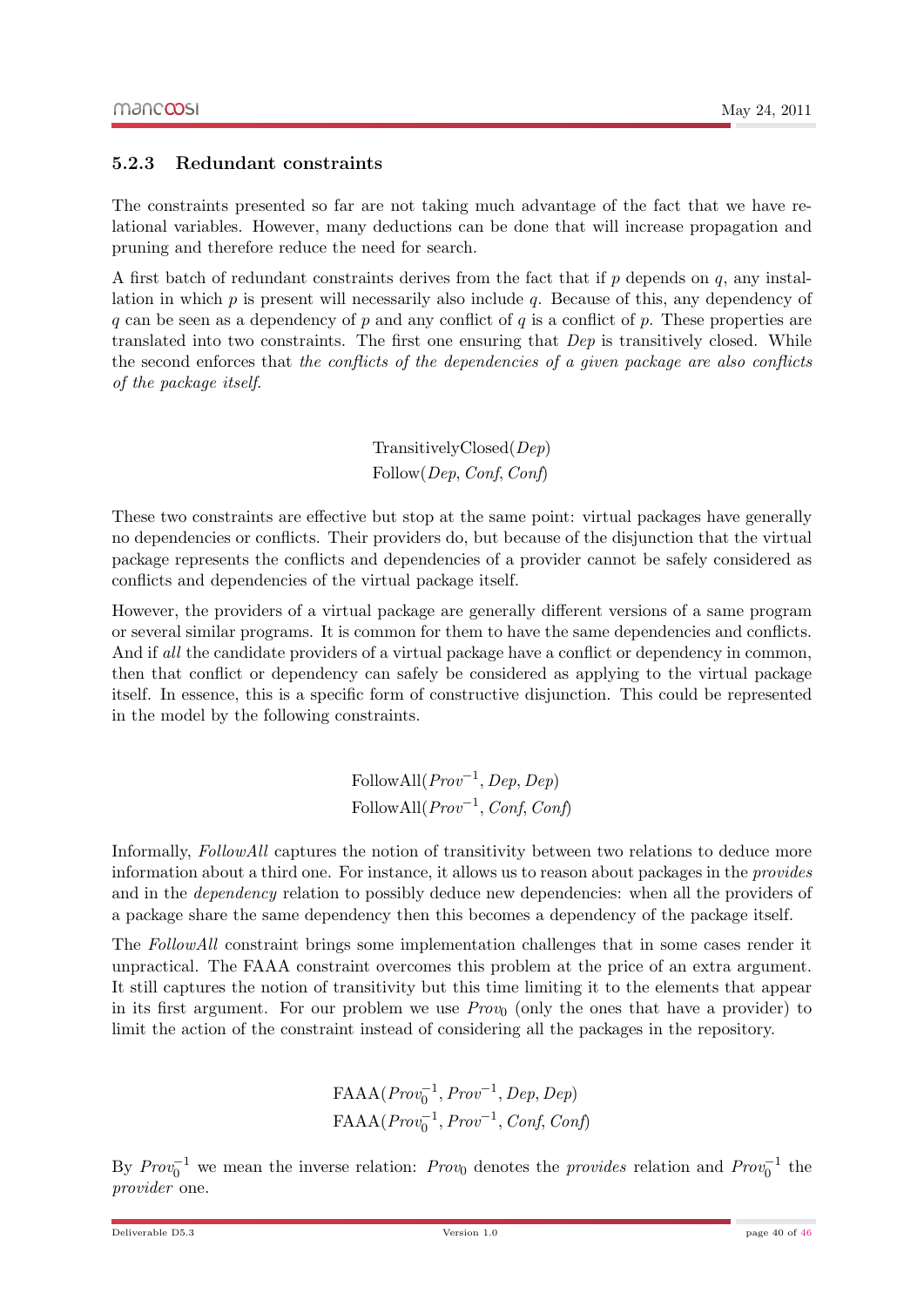### 5.2.3 Redundant constraints

The constraints presented so far are not taking much advantage of the fact that we have relational variables. However, many deductions can be done that will increase propagation and pruning and therefore reduce the need for search.

A first batch of redundant constraints derives from the fact that if $p$ depends on $q$, any installation in which $p$ is present will necessarily also include $q$. Because of this, any dependency of $q$ can be seen as a dependency of $p$ and any conflict of $q$ is a conflict of $p$. These properties are translated into two constraints. The first one ensuring that *Dep* is transitively closed. While the second enforces that *the conflicts of the dependencies of a given package are also conflicts of the package itself*.

$$\text{TransitivelyClosed}(\mathit{Dep})$$
$$\text{Follow}(\mathit{Dep}, \mathit{Conf}, \mathit{Conf})$$

These two constraints are effective but stop at the same point: virtual packages have generally no dependencies or conflicts. Their providers do, but because of the disjunction that the virtual package represents the conflicts and dependencies of a provider cannot be safely considered as conflicts and dependencies of the virtual package itself.

However, the providers of a virtual package are generally different versions of a same program or several similar programs. It is common for them to have the same dependencies and conflicts. And if *all* the candidate providers of a virtual package have a conflict or dependency in common, then that conflict or dependency can safely be considered as applying to the virtual package itself. In essence, this is a specific form of constructive disjunction. This could be represented in the model by the following constraints.

$$\text{FollowAll}(\mathit{Prov}^{-1}, \mathit{Dep}, \mathit{Dep})$$
$$\text{FollowAll}(\mathit{Prov}^{-1}, \mathit{Conf}, \mathit{Conf})$$

Informally, *FollowAll* captures the notion of transitivity between two relations to deduce more information about a third one. For instance, it allows us to reason about packages in the *provides* and in the *dependency* relation to possibly deduce new dependencies: when all the providers of a package share the same dependency then this becomes a dependency of the package itself.

The *FollowAll* constraint brings some implementation challenges that in some cases render it unpractical. The FAAA constraint overcomes this problem at the price of an extra argument. It still captures the notion of transitivity but this time limiting it to the elements that appear in its first argument. For our problem we use $\mathit{Prov}_0$ (only the ones that have a provider) to limit the action of the constraint instead of considering all the packages in the repository.

$$\text{FAAA}(\mathit{Prov}_0^{-1}, \mathit{Prov}^{-1}, \mathit{Dep}, \mathit{Dep})$$
$$\text{FAAA}(\mathit{Prov}_0^{-1}, \mathit{Prov}^{-1}, \mathit{Conf}, \mathit{Conf})$$

By $\mathit{Prov}_0^{-1}$ we mean the inverse relation: $\mathit{Prov}_0$ denotes the *provides* relation and $\mathit{Prov}_0^{-1}$ the *provider* one.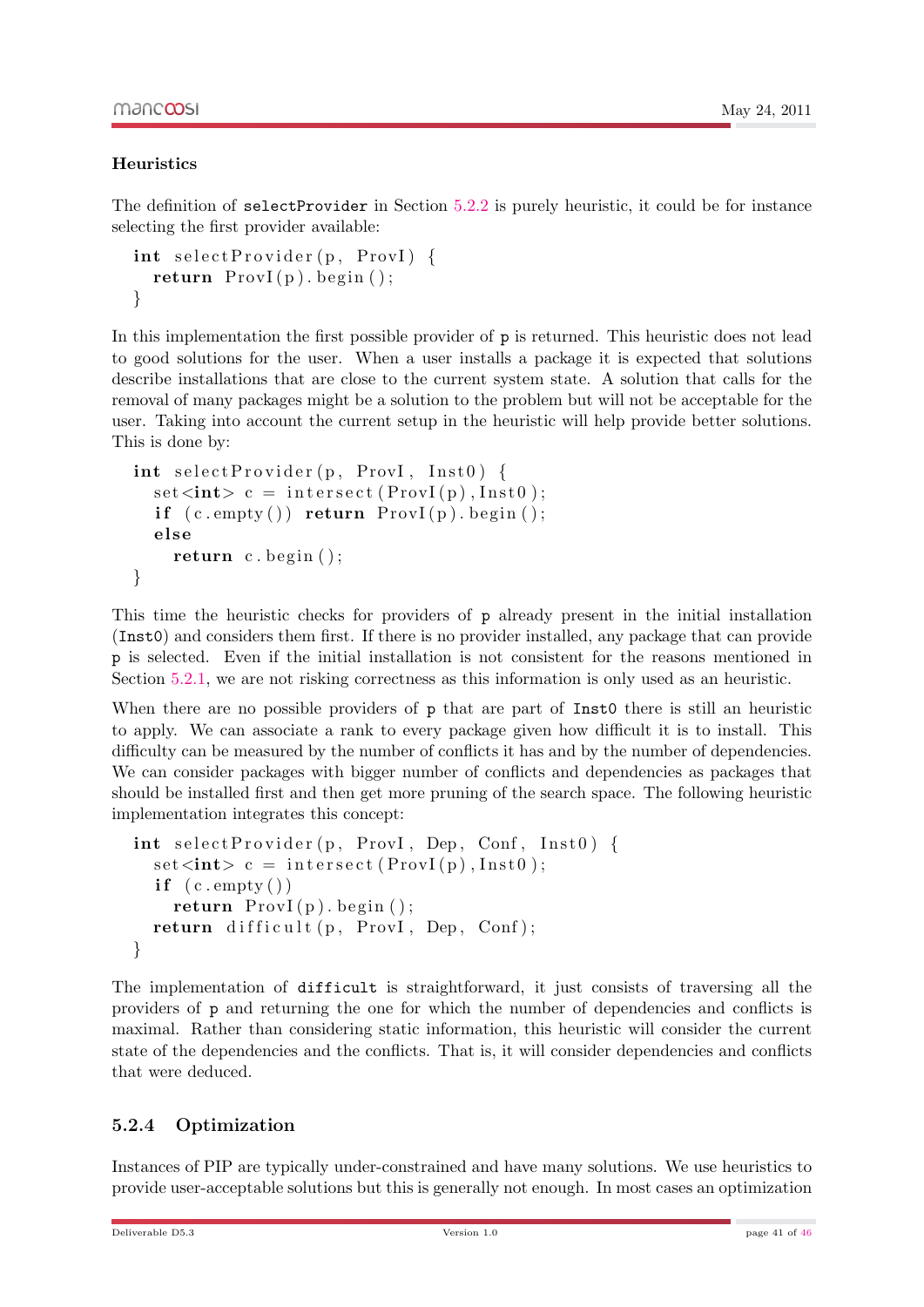### Heuristics

The definition of `selectProvider` in Section 5.2.2 is purely heuristic, it could be for instance selecting the first provider available:

```
int selectProvider(p, ProvI) {
  return ProvI(p).begin();
}
```

In this implementation the first possible provider of p is returned. This heuristic does not lead to good solutions for the user. When a user installs a package it is expected that solutions describe installations that are close to the current system state. A solution that calls for the removal of many packages might be a solution to the problem but will not be acceptable for the user. Taking into account the current setup in the heuristic will help provide better solutions. This is done by:

```
int selectProvider(p, ProvI, Inst0) {
  set<int> c = intersect(ProvI(p),Inst0);
  if (c.empty()) return ProvI(p).begin();
  else
    return c.begin();
}
```

This time the heuristic checks for providers of p already present in the initial installation (`Inst0`) and considers them first. If there is no provider installed, any package that can provide p is selected. Even if the initial installation is not consistent for the reasons mentioned in Section 5.2.1, we are not risking correctness as this information is only used as an heuristic.

When there are no possible providers of p that are part of `Inst0` there is still an heuristic to apply. We can associate a rank to every package given how difficult it is to install. This difficulty can be measured by the number of conflicts it has and by the number of dependencies. We can consider packages with bigger number of conflicts and dependencies as packages that should be installed first and then get more pruning of the search space. The following heuristic implementation integrates this concept:

```
int selectProvider(p, ProvI, Dep, Conf, Inst0) {
  set<int> c = intersect(ProvI(p),Inst0);
  if (c.empty())
    return ProvI(p).begin();
  return difficult(p, ProvI, Dep, Conf);
}
```

The implementation of `difficult` is straightforward, it just consists of traversing all the providers of p and returning the one for which the number of dependencies and conflicts is maximal. Rather than considering static information, this heuristic will consider the current state of the dependencies and the conflicts. That is, it will consider dependencies and conflicts that were deduced.

### 5.2.4 Optimization

Instances of PIP are typically under-constrained and have many solutions. We use heuristics to provide user-acceptable solutions but this is generally not enough. In most cases an optimization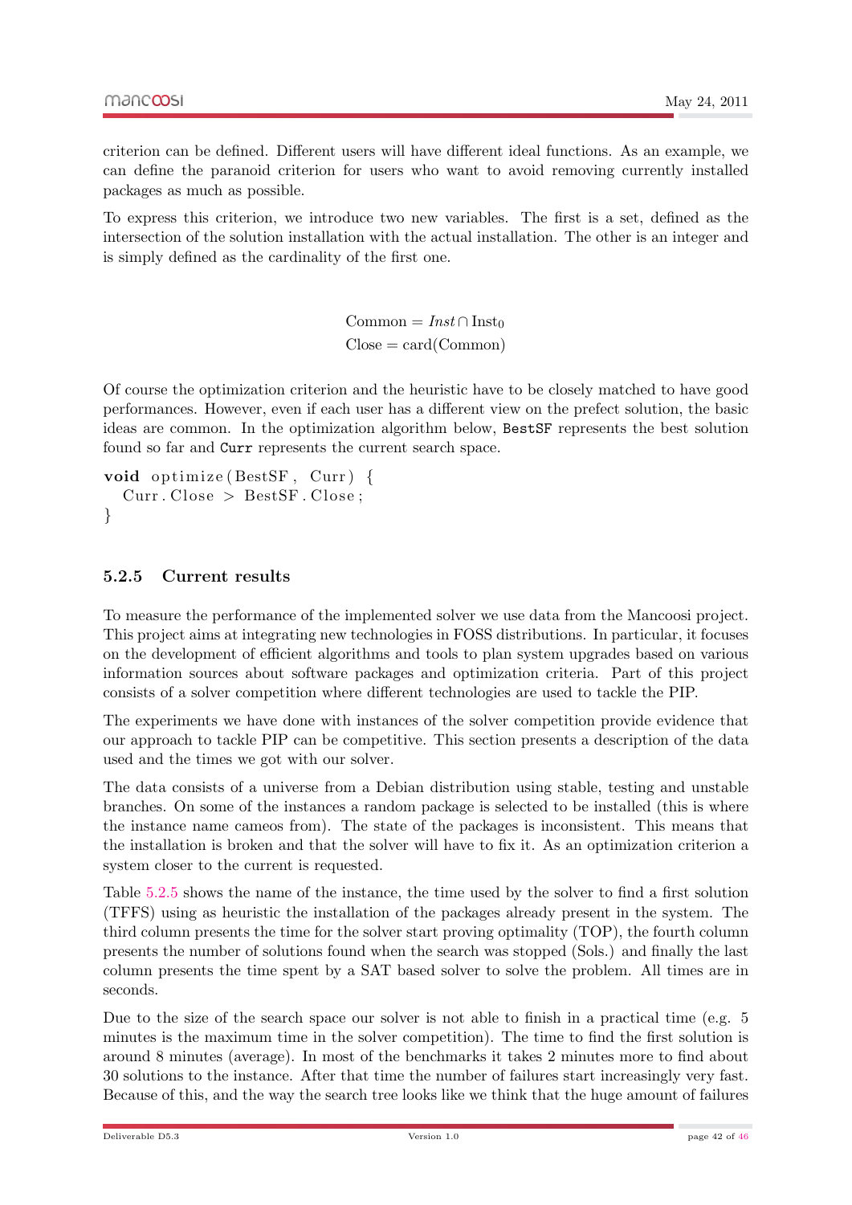criterion can be defined. Different users will have different ideal functions. As an example, we can define the paranoid criterion for users who want to avoid removing currently installed packages as much as possible.

To express this criterion, we introduce two new variables. The first is a set, defined as the intersection of the solution installation with the actual installation. The other is an integer and is simply defined as the cardinality of the first one.

$$\text{Common} = \mathit{Inst} \cap \text{Inst}_0$$
$$\text{Close} = \text{card}(\text{Common})$$

Of course the optimization criterion and the heuristic have to be closely matched to have good performances. However, even if each user has a different view on the prefect solution, the basic ideas are common. In the optimization algorithm below, `BestSF` represents the best solution found so far and `Curr` represents the current search space.

```
void optimize(BestSF, Curr) {
  Curr.Close > BestSF.Close;
}
```

### 5.2.5 Current results

To measure the performance of the implemented solver we use data from the Mancoosi project. This project aims at integrating new technologies in FOSS distributions. In particular, it focuses on the development of efficient algorithms and tools to plan system upgrades based on various information sources about software packages and optimization criteria. Part of this project consists of a solver competition where different technologies are used to tackle the PIP.

The experiments we have done with instances of the solver competition provide evidence that our approach to tackle PIP can be competitive. This section presents a description of the data used and the times we got with our solver.

The data consists of a universe from a Debian distribution using stable, testing and unstable branches. On some of the instances a random package is selected to be installed (this is where the instance name cameos from). The state of the packages is inconsistent. This means that the installation is broken and that the solver will have to fix it. As an optimization criterion a system closer to the current is requested.

Table 5.2.5 shows the name of the instance, the time used by the solver to find a first solution (TFFS) using as heuristic the installation of the packages already present in the system. The third column presents the time for the solver start proving optimality (TOP), the fourth column presents the number of solutions found when the search was stopped (Sols.) and finally the last column presents the time spent by a SAT based solver to solve the problem. All times are in seconds.

Due to the size of the search space our solver is not able to finish in a practical time (e.g. 5 minutes is the maximum time in the solver competition). The time to find the first solution is around 8 minutes (average). In most of the benchmarks it takes 2 minutes more to find about 30 solutions to the instance. After that time the number of failures start increasingly very fast. Because of this, and the way the search tree looks like we think that the huge amount of failures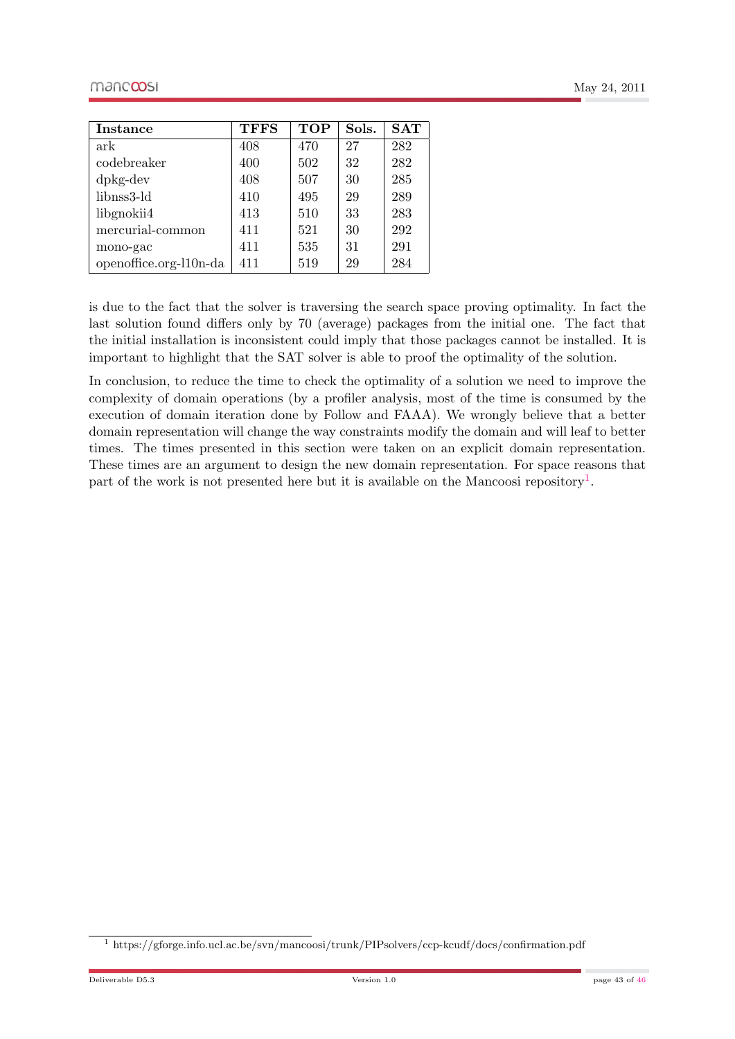| Instance | TFFS | TOP | Sols. | SAT |
| --- | --- | --- | --- | --- |
| ark | 408 | 470 | 27 | 282 |
| codebreaker | 400 | 502 | 32 | 282 |
| dpkg-dev | 408 | 507 | 30 | 285 |
| libnss3-ld | 410 | 495 | 29 | 289 |
| libgnokii4 | 413 | 510 | 33 | 283 |
| mercurial-common | 411 | 521 | 30 | 292 |
| mono-gac | 411 | 535 | 31 | 291 |
| openoffice.org-l10n-da | 411 | 519 | 29 | 284 |

is due to the fact that the solver is traversing the search space proving optimality. In fact the last solution found differs only by 70 (average) packages from the initial one. The fact that the initial installation is inconsistent could imply that those packages cannot be installed. It is important to highlight that the SAT solver is able to proof the optimality of the solution.

In conclusion, to reduce the time to check the optimality of a solution we need to improve the complexity of domain operations (by a profiler analysis, most of the time is consumed by the execution of domain iteration done by Follow and FAAA). We wrongly believe that a better domain representation will change the way constraints modify the domain and will leaf to better times. The times presented in this section were taken on an explicit domain representation. These times are an argument to design the new domain representation. For space reasons that part of the work is not presented here but it is available on the Mancoosi repository[1].

[1] https://gforge.info.ucl.ac.be/svn/mancoosi/trunk/PIPsolvers/ccp-kcudf/docs/confirmation.pdf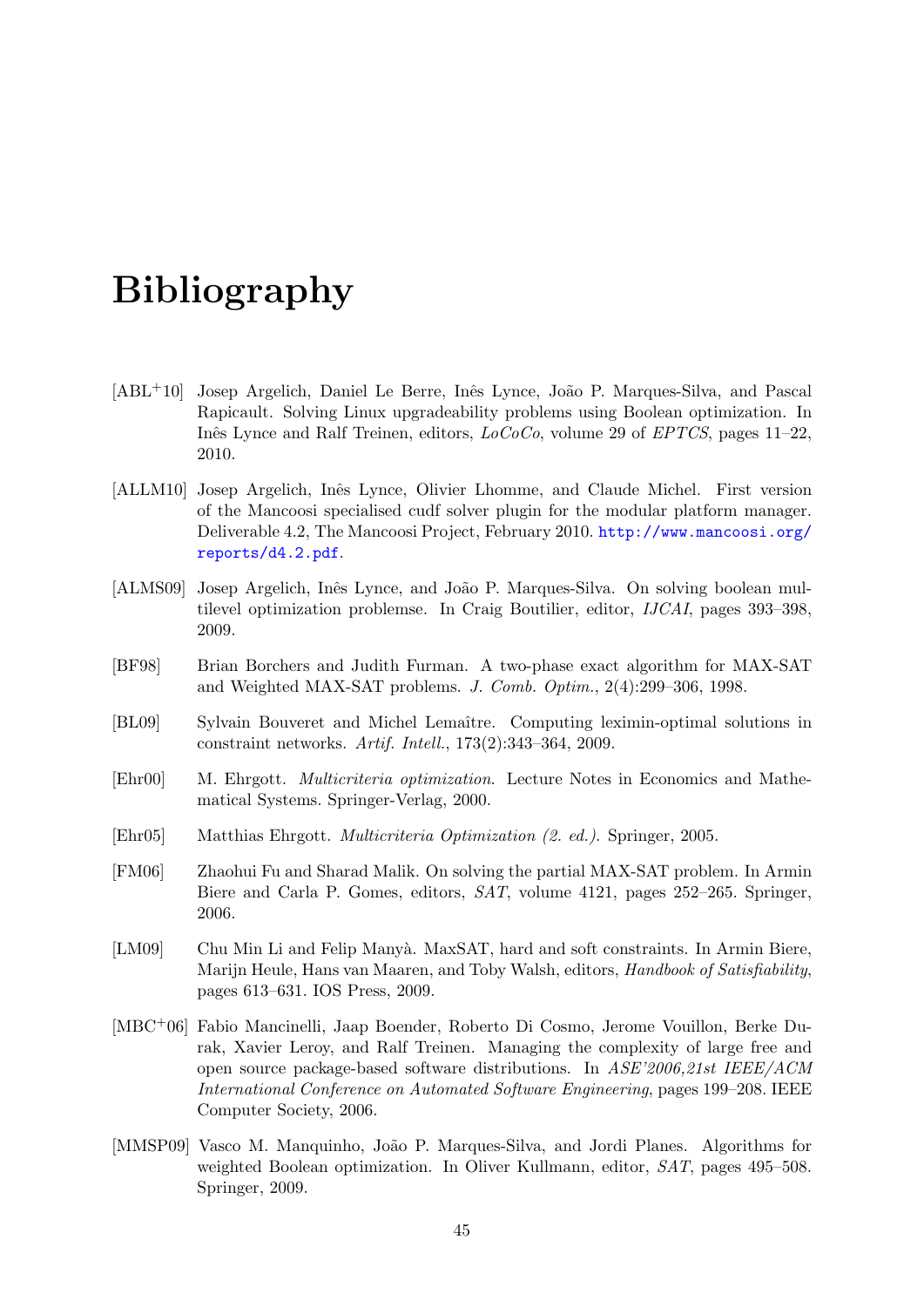# Bibliography

[ABL+10] Josep Argelich, Daniel Le Berre, Inês Lynce, João P. Marques-Silva, and Pascal Rapicault. Solving Linux upgradeability problems using Boolean optimization. In Inês Lynce and Ralf Treinen, editors, *LoCoCo*, volume 29 of *EPTCS*, pages 11–22, 2010.

[ALLM10] Josep Argelich, Inês Lynce, Olivier Lhomme, and Claude Michel. First version of the Mancoosi specialised cudf solver plugin for the modular platform manager. Deliverable 4.2, The Mancoosi Project, February 2010. http://www.mancoosi.org/reports/d4.2.pdf.

[ALMS09] Josep Argelich, Inês Lynce, and João P. Marques-Silva. On solving boolean multilevel optimization problemse. In Craig Boutilier, editor, *IJCAI*, pages 393–398, 2009.

[BF98] Brian Borchers and Judith Furman. A two-phase exact algorithm for MAX-SAT and Weighted MAX-SAT problems. *J. Comb. Optim.*, 2(4):299–306, 1998.

[BL09] Sylvain Bouveret and Michel Lemaître. Computing leximin-optimal solutions in constraint networks. *Artif. Intell.*, 173(2):343–364, 2009.

[Ehr00] M. Ehrgott. *Multicriteria optimization*. Lecture Notes in Economics and Mathematical Systems. Springer-Verlag, 2000.

[Ehr05] Matthias Ehrgott. *Multicriteria Optimization (2. ed.)*. Springer, 2005.

[FM06] Zhaohui Fu and Sharad Malik. On solving the partial MAX-SAT problem. In Armin Biere and Carla P. Gomes, editors, *SAT*, volume 4121, pages 252–265. Springer, 2006.

[LM09] Chu Min Li and Felip Manyà. MaxSAT, hard and soft constraints. In Armin Biere, Marijn Heule, Hans van Maaren, and Toby Walsh, editors, *Handbook of Satisfiability*, pages 613–631. IOS Press, 2009.

[MBC+06] Fabio Mancinelli, Jaap Boender, Roberto Di Cosmo, Jerome Vouillon, Berke Durak, Xavier Leroy, and Ralf Treinen. Managing the complexity of large free and open source package-based software distributions. In *ASE'2006,21st IEEE/ACM International Conference on Automated Software Engineering*, pages 199–208. IEEE Computer Society, 2006.

[MMSP09] Vasco M. Manquinho, João P. Marques-Silva, and Jordi Planes. Algorithms for weighted Boolean optimization. In Oliver Kullmann, editor, *SAT*, pages 495–508. Springer, 2009.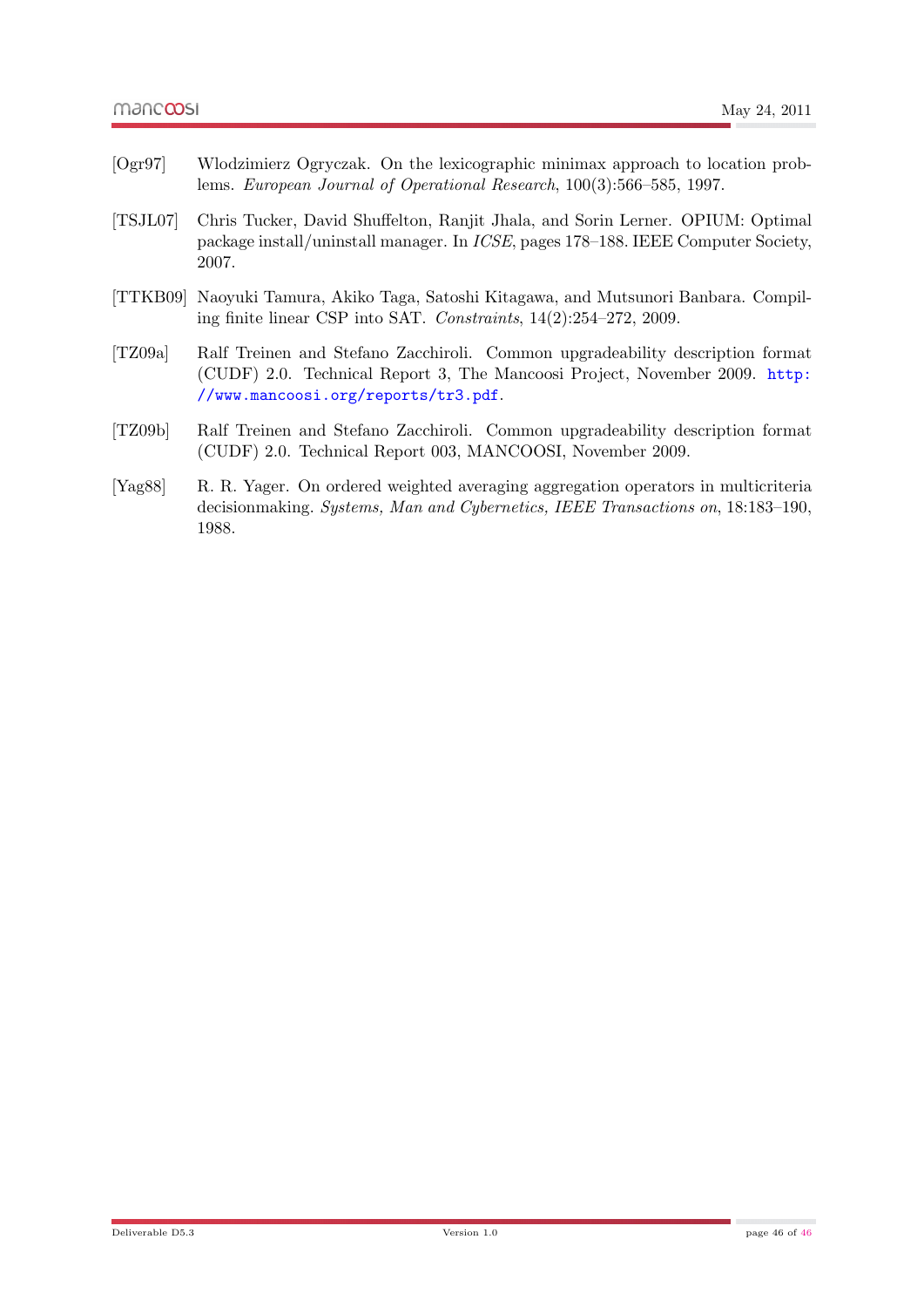[Ogr97] Wlodzimierz Ogryczak. On the lexicographic minimax approach to location problems. *European Journal of Operational Research*, 100(3):566–585, 1997.

[TSJL07] Chris Tucker, David Shuffelton, Ranjit Jhala, and Sorin Lerner. OPIUM: Optimal package install/uninstall manager. In *ICSE*, pages 178–188. IEEE Computer Society, 2007.

[TTKB09] Naoyuki Tamura, Akiko Taga, Satoshi Kitagawa, and Mutsunori Banbara. Compiling finite linear CSP into SAT. *Constraints*, 14(2):254–272, 2009.

[TZ09a] Ralf Treinen and Stefano Zacchiroli. Common upgradeability description format (CUDF) 2.0. Technical Report 3, The Mancoosi Project, November 2009. http://www.mancoosi.org/reports/tr3.pdf.

[TZ09b] Ralf Treinen and Stefano Zacchiroli. Common upgradeability description format (CUDF) 2.0. Technical Report 003, MANCOOSI, November 2009.

[Yag88] R. R. Yager. On ordered weighted averaging aggregation operators in multicriteria decisionmaking. *Systems, Man and Cybernetics, IEEE Transactions on*, 18:183–190, 1988.